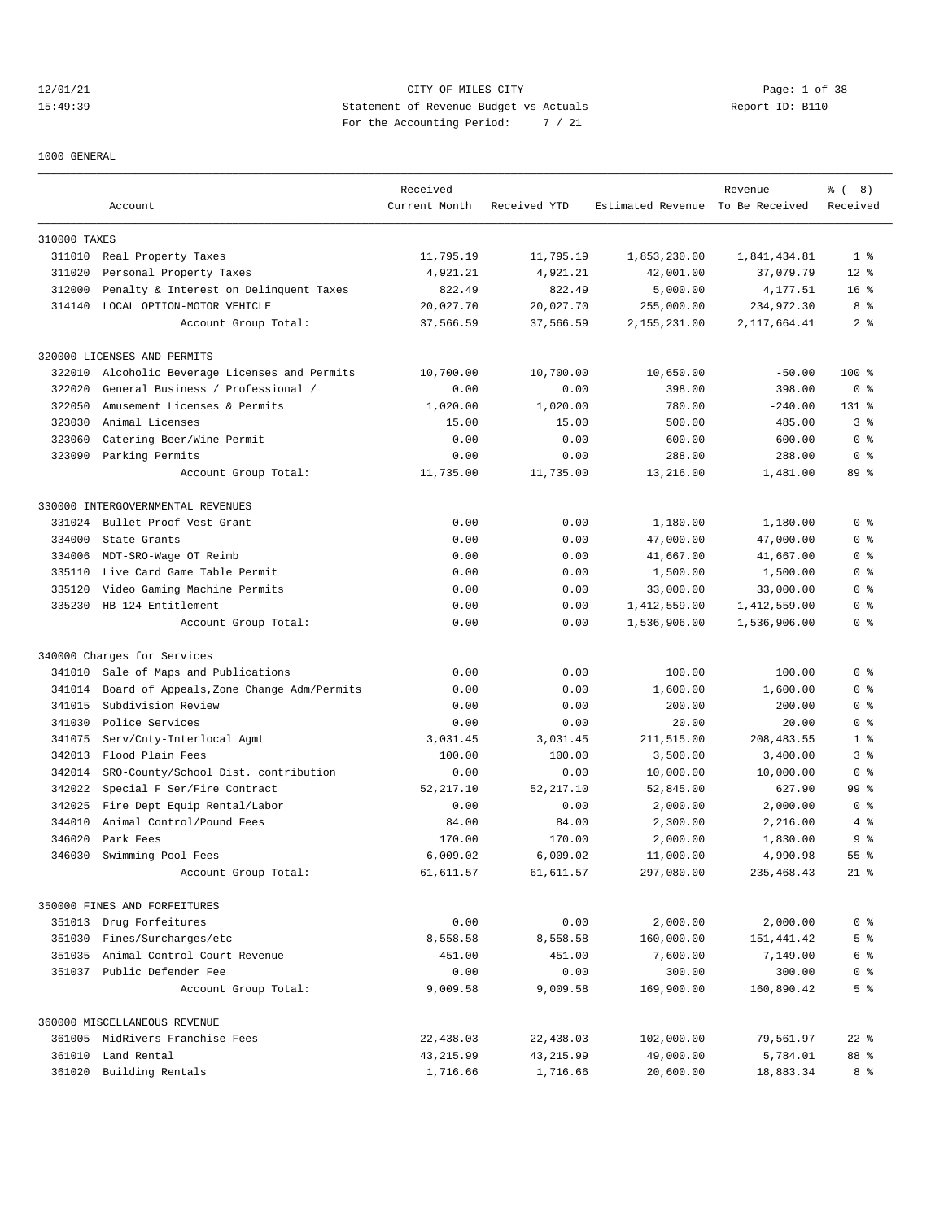12/01/21 CITY OF MILES CITY

15:49:39 Statement of Revenue Budget vs Actuals Report ID: B110

For the Accounting Period: 7 / 21

1000 GENERAL

| | Account | Received Current Month | Received YTD | Estimated Revenue | Revenue To Be Received | % ( 8) Received |
|---|---|---|---|---|---|---|
| **310000 TAXES** | | | | | | |
| 311010 | Real Property Taxes | 11,795.19 | 11,795.19 | 1,853,230.00 | 1,841,434.81 | 1 % |
| 311020 | Personal Property Taxes | 4,921.21 | 4,921.21 | 42,001.00 | 37,079.79 | 12 % |
| 312000 | Penalty & Interest on Delinquent Taxes | 822.49 | 822.49 | 5,000.00 | 4,177.51 | 16 % |
| 314140 | LOCAL OPTION-MOTOR VEHICLE | 20,027.70 | 20,027.70 | 255,000.00 | 234,972.30 | 8 % |
| | Account Group Total: | 37,566.59 | 37,566.59 | 2,155,231.00 | 2,117,664.41 | 2 % |
| **320000 LICENSES AND PERMITS** | | | | | | |
| 322010 | Alcoholic Beverage Licenses and Permits | 10,700.00 | 10,700.00 | 10,650.00 | -50.00 | 100 % |
| 322020 | General Business / Professional / | 0.00 | 0.00 | 398.00 | 398.00 | 0 % |
| 322050 | Amusement Licenses & Permits | 1,020.00 | 1,020.00 | 780.00 | -240.00 | 131 % |
| 323030 | Animal Licenses | 15.00 | 15.00 | 500.00 | 485.00 | 3 % |
| 323060 | Catering Beer/Wine Permit | 0.00 | 0.00 | 600.00 | 600.00 | 0 % |
| 323090 | Parking Permits | 0.00 | 0.00 | 288.00 | 288.00 | 0 % |
| | Account Group Total: | 11,735.00 | 11,735.00 | 13,216.00 | 1,481.00 | 89 % |
| **330000 INTERGOVERNMENTAL REVENUES** | | | | | | |
| 331024 | Bullet Proof Vest Grant | 0.00 | 0.00 | 1,180.00 | 1,180.00 | 0 % |
| 334000 | State Grants | 0.00 | 0.00 | 47,000.00 | 47,000.00 | 0 % |
| 334006 | MDT-SRO-Wage OT Reimb | 0.00 | 0.00 | 41,667.00 | 41,667.00 | 0 % |
| 335110 | Live Card Game Table Permit | 0.00 | 0.00 | 1,500.00 | 1,500.00 | 0 % |
| 335120 | Video Gaming Machine Permits | 0.00 | 0.00 | 33,000.00 | 33,000.00 | 0 % |
| 335230 | HB 124 Entitlement | 0.00 | 0.00 | 1,412,559.00 | 1,412,559.00 | 0 % |
| | Account Group Total: | 0.00 | 0.00 | 1,536,906.00 | 1,536,906.00 | 0 % |
| **340000 Charges for Services** | | | | | | |
| 341010 | Sale of Maps and Publications | 0.00 | 0.00 | 100.00 | 100.00 | 0 % |
| 341014 | Board of Appeals,Zone Change Adm/Permits | 0.00 | 0.00 | 1,600.00 | 1,600.00 | 0 % |
| 341015 | Subdivision Review | 0.00 | 0.00 | 200.00 | 200.00 | 0 % |
| 341030 | Police Services | 0.00 | 0.00 | 20.00 | 20.00 | 0 % |
| 341075 | Serv/Cnty-Interlocal Agmt | 3,031.45 | 3,031.45 | 211,515.00 | 208,483.55 | 1 % |
| 342013 | Flood Plain Fees | 100.00 | 100.00 | 3,500.00 | 3,400.00 | 3 % |
| 342014 | SRO-County/School Dist. contribution | 0.00 | 0.00 | 10,000.00 | 10,000.00 | 0 % |
| 342022 | Special F Ser/Fire Contract | 52,217.10 | 52,217.10 | 52,845.00 | 627.90 | 99 % |
| 342025 | Fire Dept Equip Rental/Labor | 0.00 | 0.00 | 2,000.00 | 2,000.00 | 0 % |
| 344010 | Animal Control/Pound Fees | 84.00 | 84.00 | 2,300.00 | 2,216.00 | 4 % |
| 346020 | Park Fees | 170.00 | 170.00 | 2,000.00 | 1,830.00 | 9 % |
| 346030 | Swimming Pool Fees | 6,009.02 | 6,009.02 | 11,000.00 | 4,990.98 | 55 % |
| | Account Group Total: | 61,611.57 | 61,611.57 | 297,080.00 | 235,468.43 | 21 % |
| **350000 FINES AND FORFEITURES** | | | | | | |
| 351013 | Drug Forfeitures | 0.00 | 0.00 | 2,000.00 | 2,000.00 | 0 % |
| 351030 | Fines/Surcharges/etc | 8,558.58 | 8,558.58 | 160,000.00 | 151,441.42 | 5 % |
| 351035 | Animal Control Court Revenue | 451.00 | 451.00 | 7,600.00 | 7,149.00 | 6 % |
| 351037 | Public Defender Fee | 0.00 | 0.00 | 300.00 | 300.00 | 0 % |
| | Account Group Total: | 9,009.58 | 9,009.58 | 169,900.00 | 160,890.42 | 5 % |
| **360000 MISCELLANEOUS REVENUE** | | | | | | |
| 361005 | MidRivers Franchise Fees | 22,438.03 | 22,438.03 | 102,000.00 | 79,561.97 | 22 % |
| 361010 | Land Rental | 43,215.99 | 43,215.99 | 49,000.00 | 5,784.01 | 88 % |
| 361020 | Building Rentals | 1,716.66 | 1,716.66 | 20,600.00 | 18,883.34 | 8 % |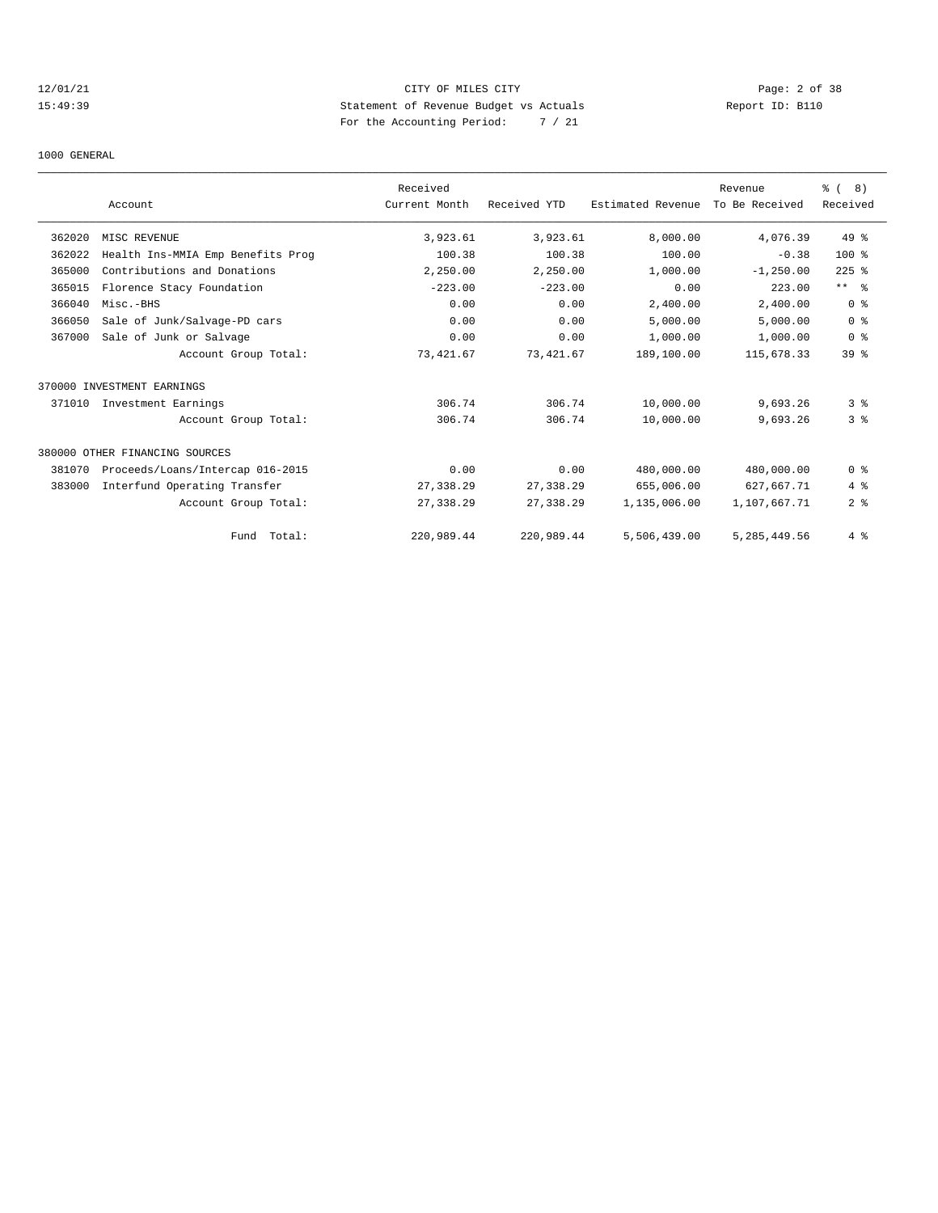12/01/21 CITY OF MILES CITY
15:49:39 Statement of Revenue Budget vs Actuals Report ID: B110
For the Accounting Period: 7 / 21

1000 GENERAL

| | Account | Received Current Month | Received YTD | Estimated Revenue | Revenue To Be Received | % ( 8) Received |
|---|---|---|---|---|---|---|
| 362020 | MISC REVENUE | 3,923.61 | 3,923.61 | 8,000.00 | 4,076.39 | 49 % |
| 362022 | Health Ins-MMIA Emp Benefits Prog | 100.38 | 100.38 | 100.00 | -0.38 | 100 % |
| 365000 | Contributions and Donations | 2,250.00 | 2,250.00 | 1,000.00 | -1,250.00 | 225 % |
| 365015 | Florence Stacy Foundation | -223.00 | -223.00 | 0.00 | 223.00 | ** % |
| 366040 | Misc.-BHS | 0.00 | 0.00 | 2,400.00 | 2,400.00 | 0 % |
| 366050 | Sale of Junk/Salvage-PD cars | 0.00 | 0.00 | 5,000.00 | 5,000.00 | 0 % |
| 367000 | Sale of Junk or Salvage | 0.00 | 0.00 | 1,000.00 | 1,000.00 | 0 % |
| | Account Group Total: | 73,421.67 | 73,421.67 | 189,100.00 | 115,678.33 | 39 % |
| 370000 INVESTMENT EARNINGS | | | | | | |
| 371010 | Investment Earnings | 306.74 | 306.74 | 10,000.00 | 9,693.26 | 3 % |
| | Account Group Total: | 306.74 | 306.74 | 10,000.00 | 9,693.26 | 3 % |
| 380000 OTHER FINANCING SOURCES | | | | | | |
| 381070 | Proceeds/Loans/Intercap 016-2015 | 0.00 | 0.00 | 480,000.00 | 480,000.00 | 0 % |
| 383000 | Interfund Operating Transfer | 27,338.29 | 27,338.29 | 655,006.00 | 627,667.71 | 4 % |
| | Account Group Total: | 27,338.29 | 27,338.29 | 1,135,006.00 | 1,107,667.71 | 2 % |
| | Fund Total: | 220,989.44 | 220,989.44 | 5,506,439.00 | 5,285,449.56 | 4 % |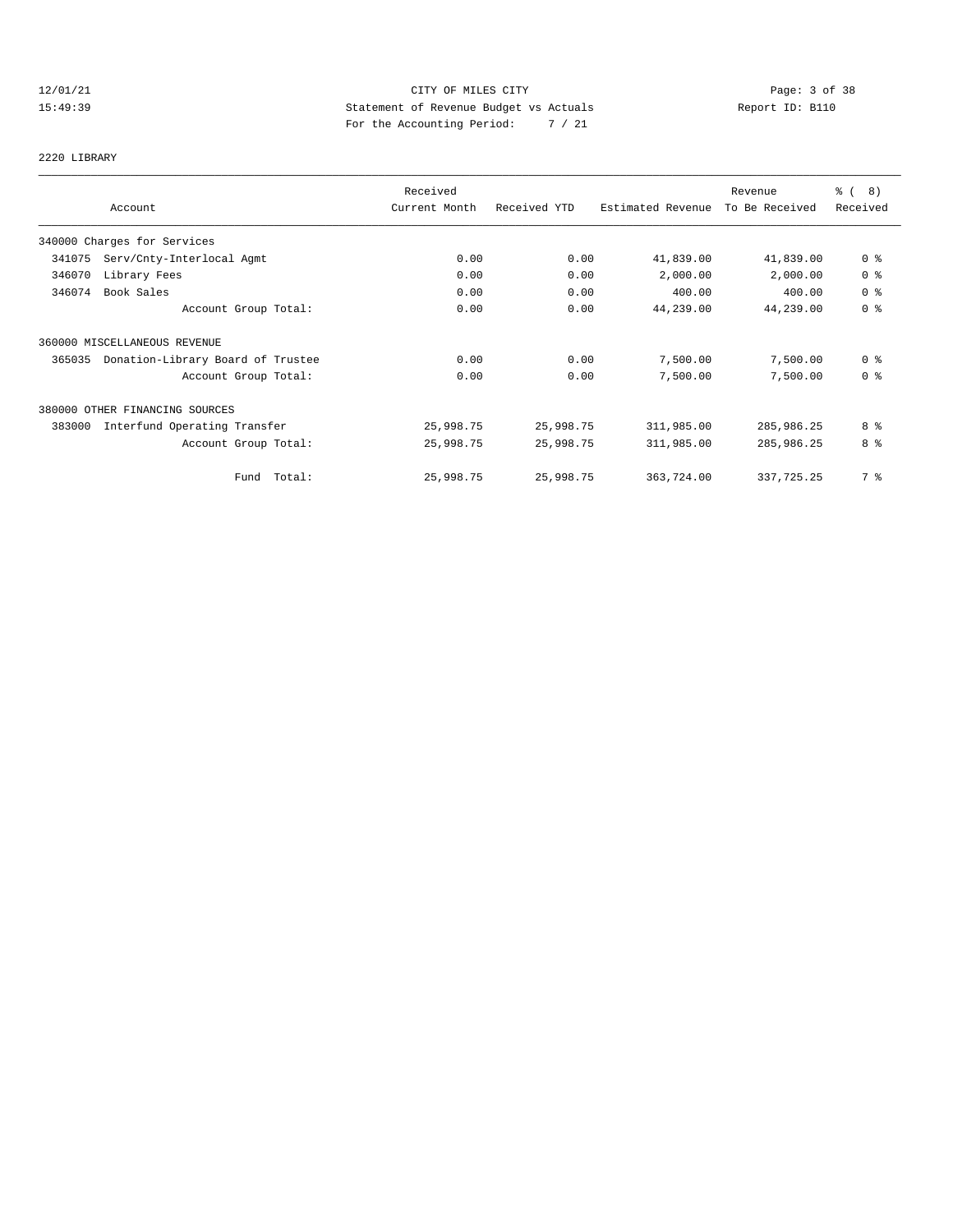CITY OF MILES CITY
Statement of Revenue Budget vs Actuals
For the Accounting Period: 7 / 21

12/01/21
15:49:39

Report ID: B110

2220 LIBRARY

| Account | Received Current Month | Received YTD | Estimated Revenue | Revenue To Be Received | % ( 8) Received |
|---|---|---|---|---|---|
| 340000 Charges for Services | | | | | |
| 341075 Serv/Cnty-Interlocal Agmt | 0.00 | 0.00 | 41,839.00 | 41,839.00 | 0 % |
| 346070 Library Fees | 0.00 | 0.00 | 2,000.00 | 2,000.00 | 0 % |
| 346074 Book Sales | 0.00 | 0.00 | 400.00 | 400.00 | 0 % |
| Account Group Total: | 0.00 | 0.00 | 44,239.00 | 44,239.00 | 0 % |
| 360000 MISCELLANEOUS REVENUE | | | | | |
| 365035 Donation-Library Board of Trustee | 0.00 | 0.00 | 7,500.00 | 7,500.00 | 0 % |
| Account Group Total: | 0.00 | 0.00 | 7,500.00 | 7,500.00 | 0 % |
| 380000 OTHER FINANCING SOURCES | | | | | |
| 383000 Interfund Operating Transfer | 25,998.75 | 25,998.75 | 311,985.00 | 285,986.25 | 8 % |
| Account Group Total: | 25,998.75 | 25,998.75 | 311,985.00 | 285,986.25 | 8 % |
| Fund Total: | 25,998.75 | 25,998.75 | 363,724.00 | 337,725.25 | 7 % |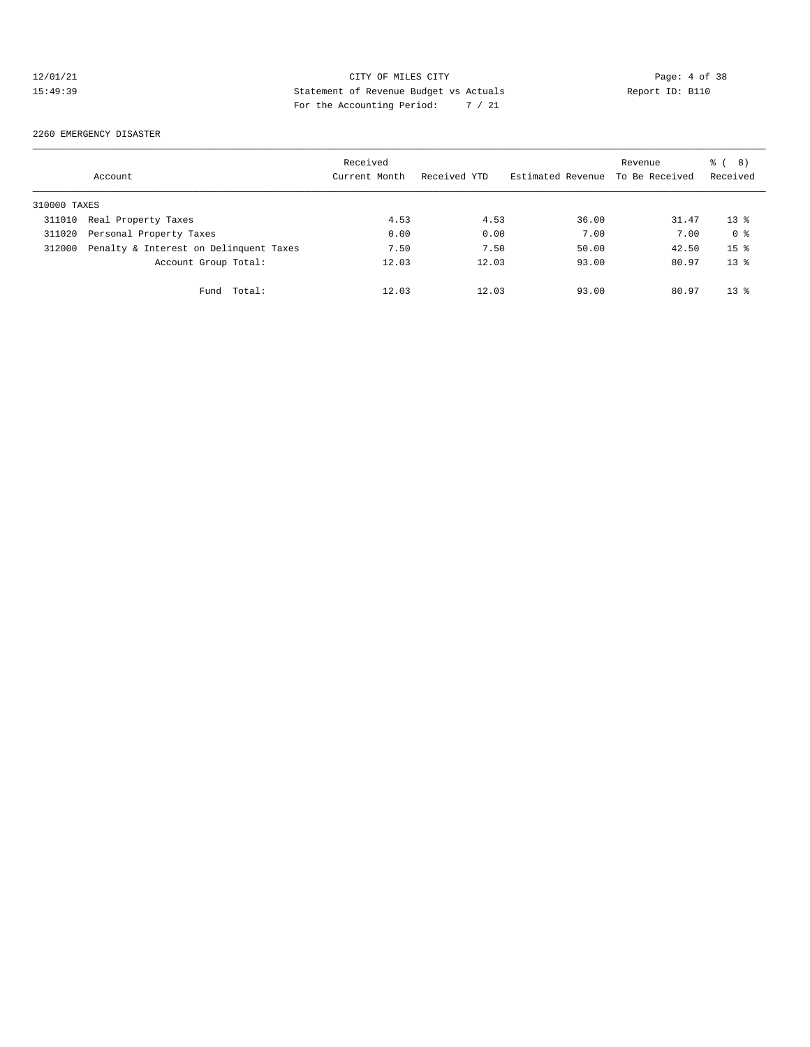CITY OF MILES CITY

Statement of Revenue Budget vs Actuals

For the Accounting Period: 7 / 21

12/01/21 15:49:39 Report ID: B110

2260 EMERGENCY DISASTER

| Account | | Received Current Month | Received YTD | Estimated Revenue | Revenue To Be Received | % ( 8) Received |
|---|---|---|---|---|---|---|
| 310000 TAXES | | | | | | |
| 311010 | Real Property Taxes | 4.53 | 4.53 | 36.00 | 31.47 | 13 % |
| 311020 | Personal Property Taxes | 0.00 | 0.00 | 7.00 | 7.00 | 0 % |
| 312000 | Penalty & Interest on Delinquent Taxes | 7.50 | 7.50 | 50.00 | 42.50 | 15 % |
| | Account Group Total: | 12.03 | 12.03 | 93.00 | 80.97 | 13 % |
| | Fund Total: | 12.03 | 12.03 | 93.00 | 80.97 | 13 % |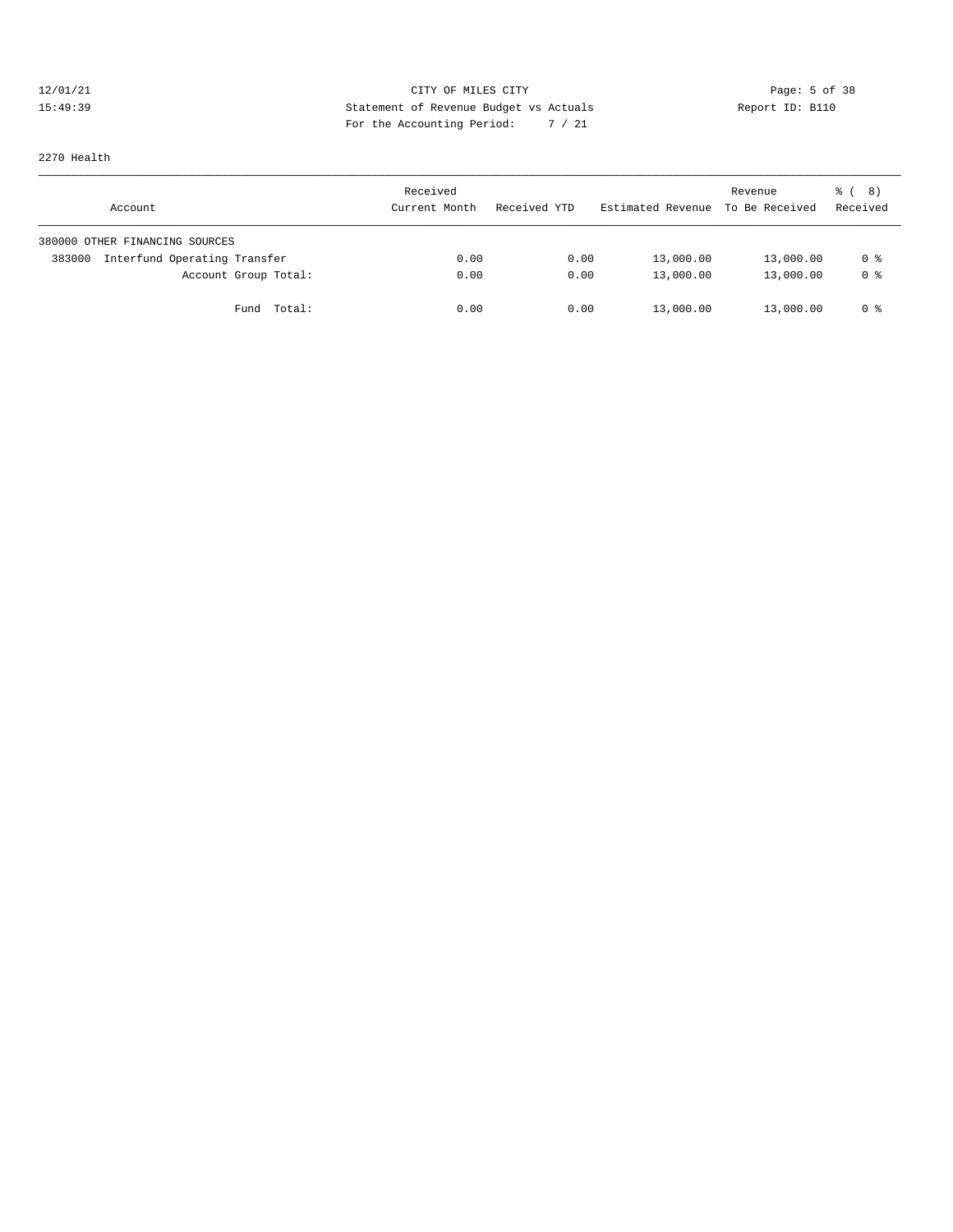CITY OF MILES CITY
Statement of Revenue Budget vs Actuals
For the Accounting Period: 7 / 21

12/01/21
15:49:39

Report ID: B110

2270 Health

| Account | Received Current Month | Received YTD | Estimated Revenue | Revenue To Be Received | % ( 8) Received |
|---|---|---|---|---|---|
| 380000 OTHER FINANCING SOURCES | | | | | |
| 383000 Interfund Operating Transfer | 0.00 | 0.00 | 13,000.00 | 13,000.00 | 0 % |
| Account Group Total: | 0.00 | 0.00 | 13,000.00 | 13,000.00 | 0 % |
| Fund Total: | 0.00 | 0.00 | 13,000.00 | 13,000.00 | 0 % |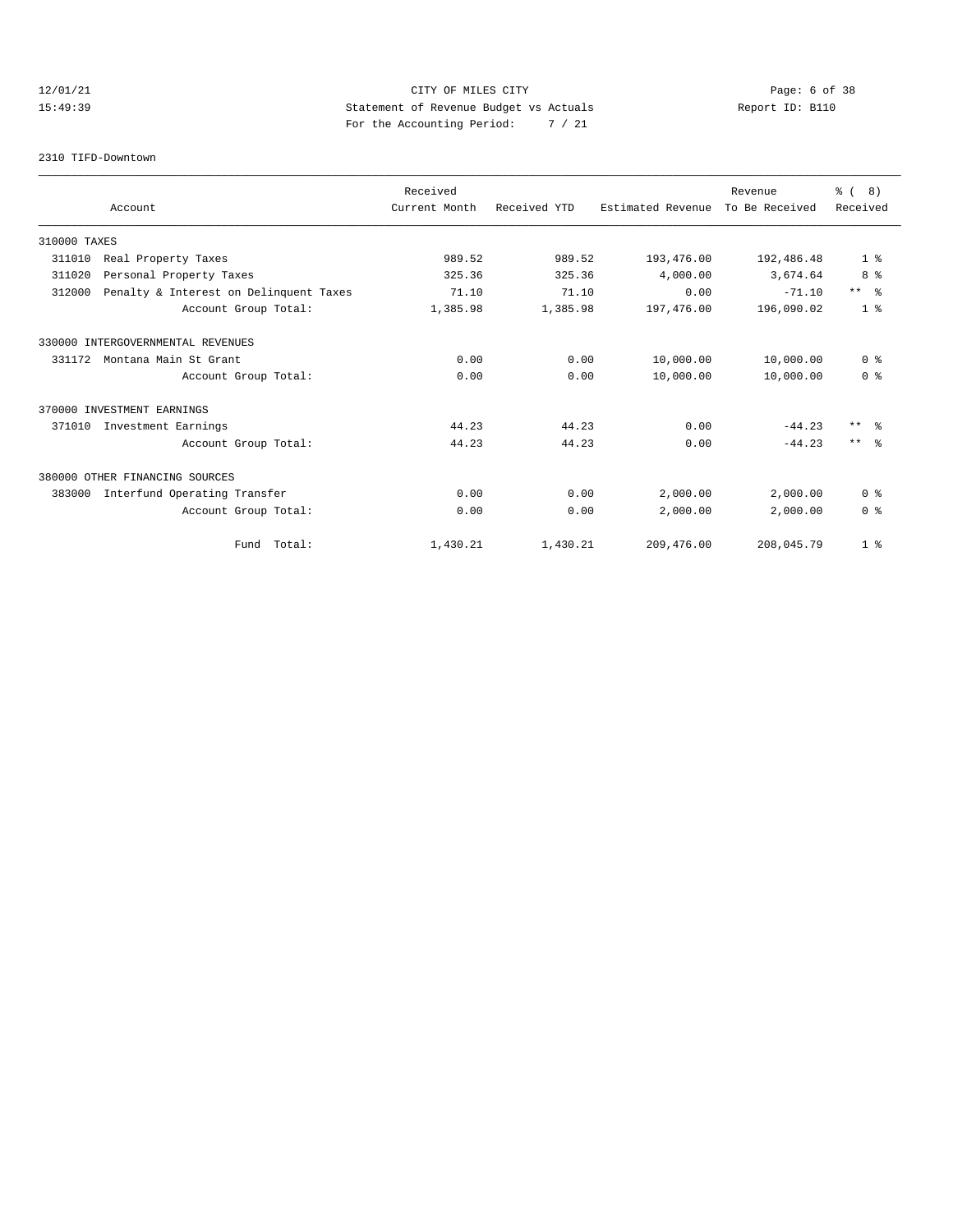12/01/21 CITY OF MILES CITY
15:49:39 Statement of Revenue Budget vs Actuals Report ID: B110
For the Accounting Period: 7 / 21

2310 TIFD-Downtown

| Account | Received Current Month | Received YTD | Estimated Revenue | Revenue To Be Received | % ( 8) Received |
|---|---|---|---|---|---|
| 310000 TAXES | | | | | |
| 311010 Real Property Taxes | 989.52 | 989.52 | 193,476.00 | 192,486.48 | 1 % |
| 311020 Personal Property Taxes | 325.36 | 325.36 | 4,000.00 | 3,674.64 | 8 % |
| 312000 Penalty & Interest on Delinquent Taxes | 71.10 | 71.10 | 0.00 | -71.10 | ** % |
| Account Group Total: | 1,385.98 | 1,385.98 | 197,476.00 | 196,090.02 | 1 % |
| 330000 INTERGOVERNMENTAL REVENUES | | | | | |
| 331172 Montana Main St Grant | 0.00 | 0.00 | 10,000.00 | 10,000.00 | 0 % |
| Account Group Total: | 0.00 | 0.00 | 10,000.00 | 10,000.00 | 0 % |
| 370000 INVESTMENT EARNINGS | | | | | |
| 371010 Investment Earnings | 44.23 | 44.23 | 0.00 | -44.23 | ** % |
| Account Group Total: | 44.23 | 44.23 | 0.00 | -44.23 | ** % |
| 380000 OTHER FINANCING SOURCES | | | | | |
| 383000 Interfund Operating Transfer | 0.00 | 0.00 | 2,000.00 | 2,000.00 | 0 % |
| Account Group Total: | 0.00 | 0.00 | 2,000.00 | 2,000.00 | 0 % |
| Fund Total: | 1,430.21 | 1,430.21 | 209,476.00 | 208,045.79 | 1 % |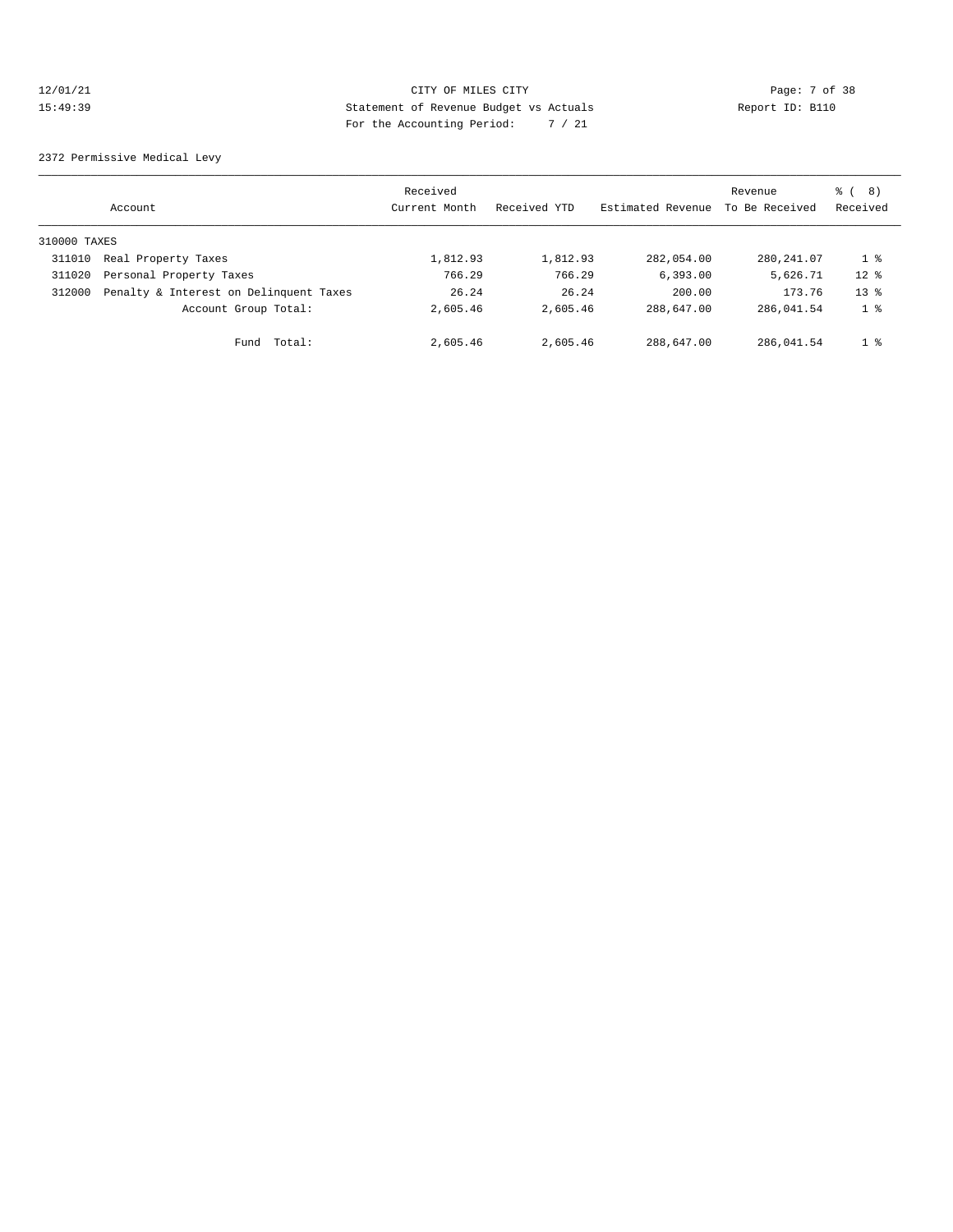12/01/21 CITY OF MILES CITY
15:49:39 Statement of Revenue Budget vs Actuals Report ID: B110
For the Accounting Period: 7 / 21

2372 Permissive Medical Levy

| Account | | Received Current Month | Received YTD | Estimated Revenue | Revenue To Be Received | % ( 8) Received |
|---|---|---|---|---|---|---|
| 310000 TAXES | | | | | | |
| 311010 | Real Property Taxes | 1,812.93 | 1,812.93 | 282,054.00 | 280,241.07 | 1 % |
| 311020 | Personal Property Taxes | 766.29 | 766.29 | 6,393.00 | 5,626.71 | 12 % |
| 312000 | Penalty & Interest on Delinquent Taxes | 26.24 | 26.24 | 200.00 | 173.76 | 13 % |
| | Account Group Total: | 2,605.46 | 2,605.46 | 288,647.00 | 286,041.54 | 1 % |
| | Fund Total: | 2,605.46 | 2,605.46 | 288,647.00 | 286,041.54 | 1 % |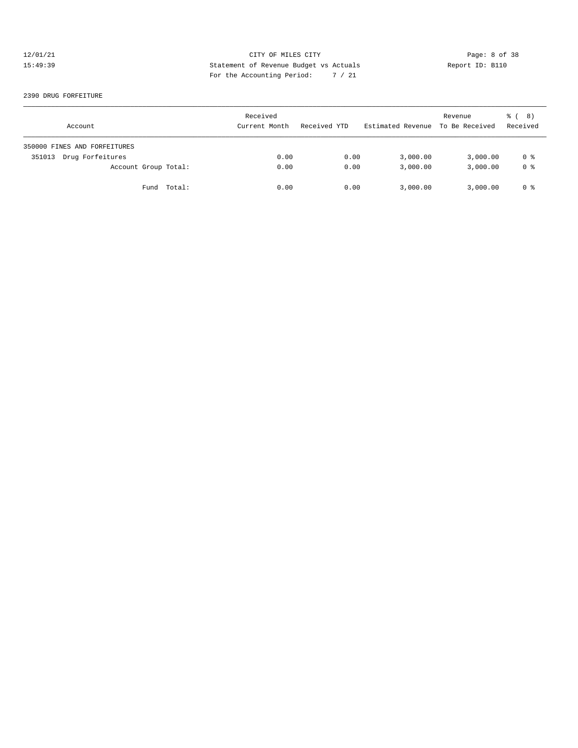CITY OF MILES CITY

Statement of Revenue Budget vs Actuals

For the Accounting Period: 7 / 21

12/01/21
15:49:39

Report ID: B110

2390 DRUG FORFEITURE

| Account | Received Current Month | Received YTD | Estimated Revenue | Revenue To Be Received | % ( 8) Received |
|---|---|---|---|---|---|
| 350000 FINES AND FORFEITURES | | | | | |
| 351013 Drug Forfeitures | 0.00 | 0.00 | 3,000.00 | 3,000.00 | 0 % |
| Account Group Total: | 0.00 | 0.00 | 3,000.00 | 3,000.00 | 0 % |
| Fund Total: | 0.00 | 0.00 | 3,000.00 | 3,000.00 | 0 % |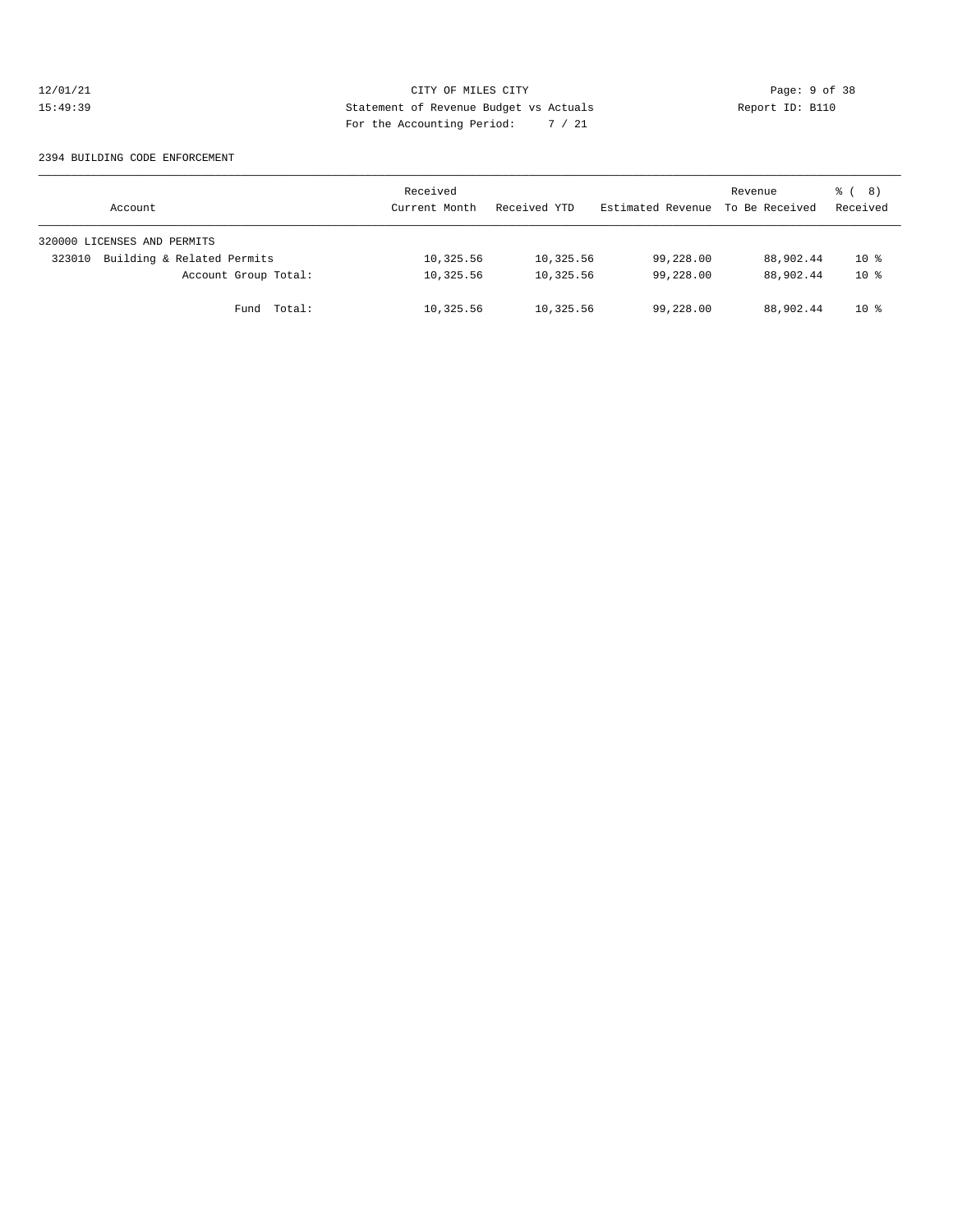CITY OF MILES CITY
Statement of Revenue Budget vs Actuals
For the Accounting Period: 7 / 21

12/01/21
15:49:39

Report ID: B110

2394 BUILDING CODE ENFORCEMENT

| Account | Received Current Month | Received YTD | Estimated Revenue | Revenue To Be Received | % ( 8) Received |
|---|---|---|---|---|---|
| 320000 LICENSES AND PERMITS | | | | | |
| 323010 Building & Related Permits | 10,325.56 | 10,325.56 | 99,228.00 | 88,902.44 | 10 % |
| Account Group Total: | 10,325.56 | 10,325.56 | 99,228.00 | 88,902.44 | 10 % |
| Fund Total: | 10,325.56 | 10,325.56 | 99,228.00 | 88,902.44 | 10 % |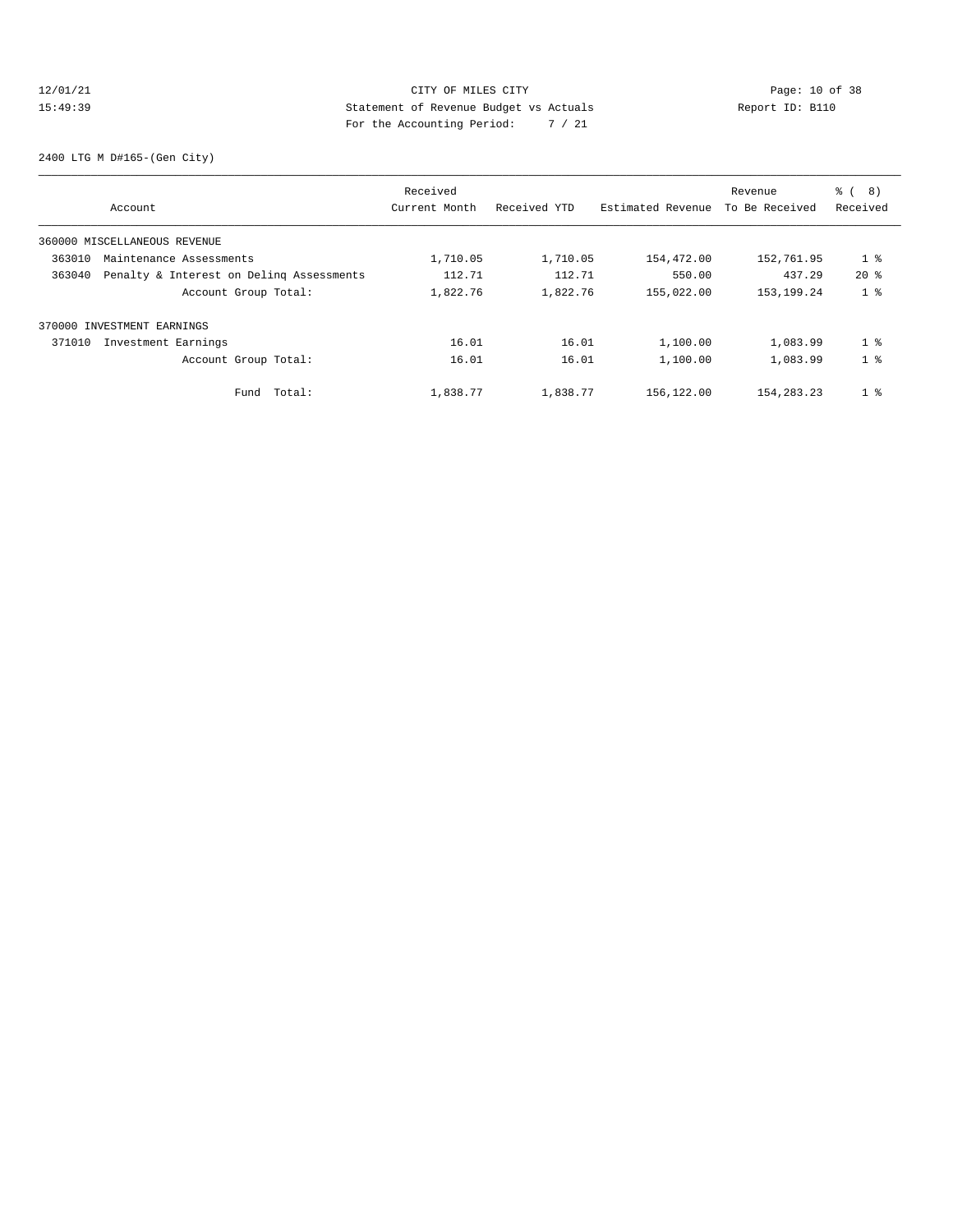CITY OF MILES CITY
Statement of Revenue Budget vs Actuals
For the Accounting Period: 7 / 21

12/01/21
15:49:39

Report ID: B110

2400 LTG M D#165-(Gen City)

| Account | Received Current Month | Received YTD | Estimated Revenue | Revenue To Be Received | % ( 8) Received |
|---|---|---|---|---|---|
| 360000 MISCELLANEOUS REVENUE | | | | | |
| 363010 Maintenance Assessments | 1,710.05 | 1,710.05 | 154,472.00 | 152,761.95 | 1 % |
| 363040 Penalty & Interest on Delinq Assessments | 112.71 | 112.71 | 550.00 | 437.29 | 20 % |
| Account Group Total: | 1,822.76 | 1,822.76 | 155,022.00 | 153,199.24 | 1 % |
| 370000 INVESTMENT EARNINGS | | | | | |
| 371010 Investment Earnings | 16.01 | 16.01 | 1,100.00 | 1,083.99 | 1 % |
| Account Group Total: | 16.01 | 16.01 | 1,100.00 | 1,083.99 | 1 % |
| Fund Total: | 1,838.77 | 1,838.77 | 156,122.00 | 154,283.23 | 1 % |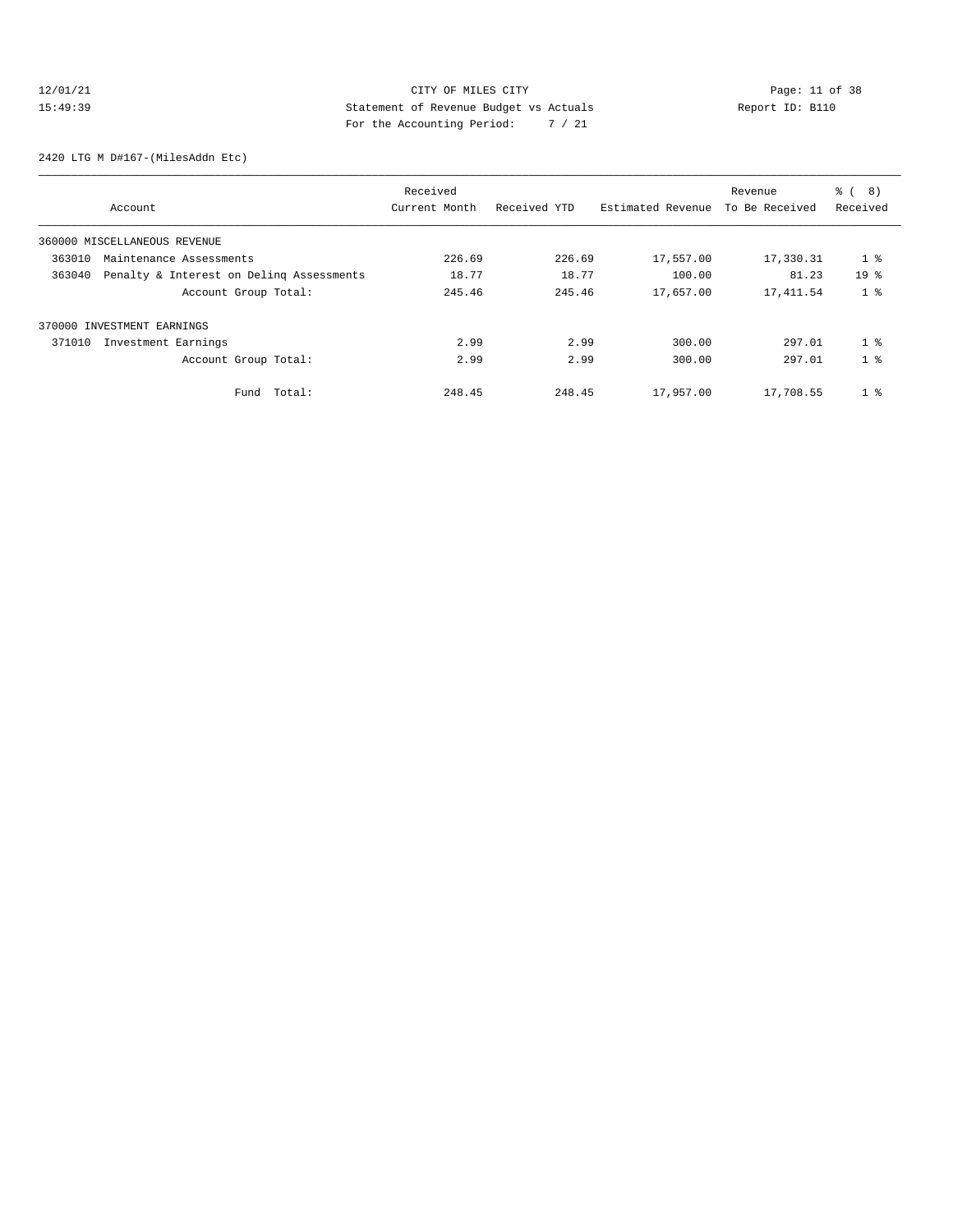CITY OF MILES CITY
Statement of Revenue Budget vs Actuals
For the Accounting Period: 7 / 21

12/01/21
15:49:39

Report ID: B110

2420 LTG M D#167-(MilesAddn Etc)

| Account | Received Current Month | Received YTD | Estimated Revenue | Revenue To Be Received | % ( 8) Received |
|---|---|---|---|---|---|
| 360000 MISCELLANEOUS REVENUE | | | | | |
| 363010 Maintenance Assessments | 226.69 | 226.69 | 17,557.00 | 17,330.31 | 1 % |
| 363040 Penalty & Interest on Delinq Assessments | 18.77 | 18.77 | 100.00 | 81.23 | 19 % |
| Account Group Total: | 245.46 | 245.46 | 17,657.00 | 17,411.54 | 1 % |
| 370000 INVESTMENT EARNINGS | | | | | |
| 371010 Investment Earnings | 2.99 | 2.99 | 300.00 | 297.01 | 1 % |
| Account Group Total: | 2.99 | 2.99 | 300.00 | 297.01 | 1 % |
| Fund Total: | 248.45 | 248.45 | 17,957.00 | 17,708.55 | 1 % |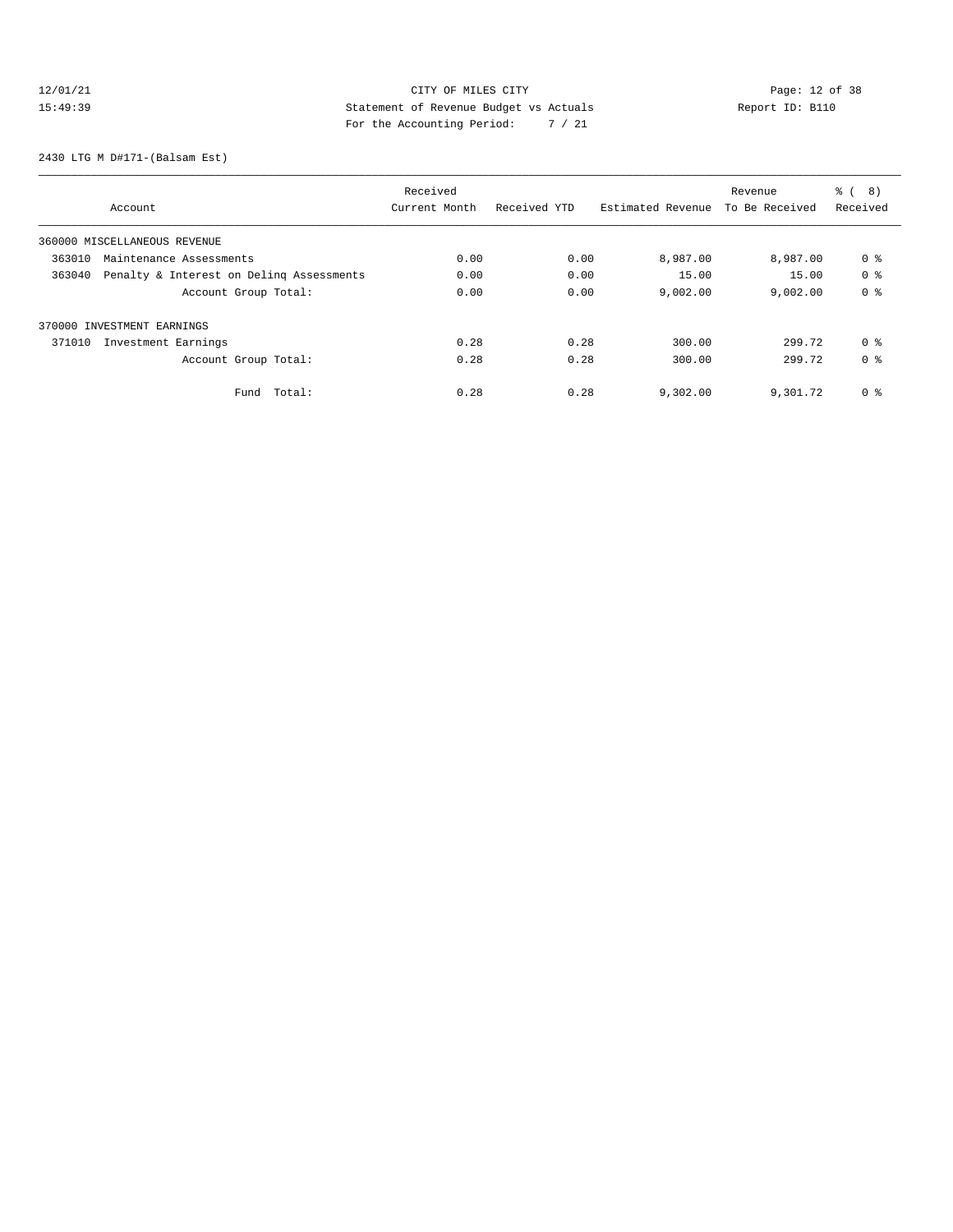CITY OF MILES CITY

Statement of Revenue Budget vs Actuals

For the Accounting Period: 7 / 21

12/01/21
15:49:39

Report ID: B110

2430 LTG M D#171-(Balsam Est)

| Account | Received Current Month | Received YTD | Estimated Revenue | Revenue To Be Received | % ( 8) Received |
|---|---|---|---|---|---|
| 360000 MISCELLANEOUS REVENUE | | | | | |
| 363010 Maintenance Assessments | 0.00 | 0.00 | 8,987.00 | 8,987.00 | 0 % |
| 363040 Penalty & Interest on Delinq Assessments | 0.00 | 0.00 | 15.00 | 15.00 | 0 % |
| Account Group Total: | 0.00 | 0.00 | 9,002.00 | 9,002.00 | 0 % |
| 370000 INVESTMENT EARNINGS | | | | | |
| 371010 Investment Earnings | 0.28 | 0.28 | 300.00 | 299.72 | 0 % |
| Account Group Total: | 0.28 | 0.28 | 300.00 | 299.72 | 0 % |
| Fund Total: | 0.28 | 0.28 | 9,302.00 | 9,301.72 | 0 % |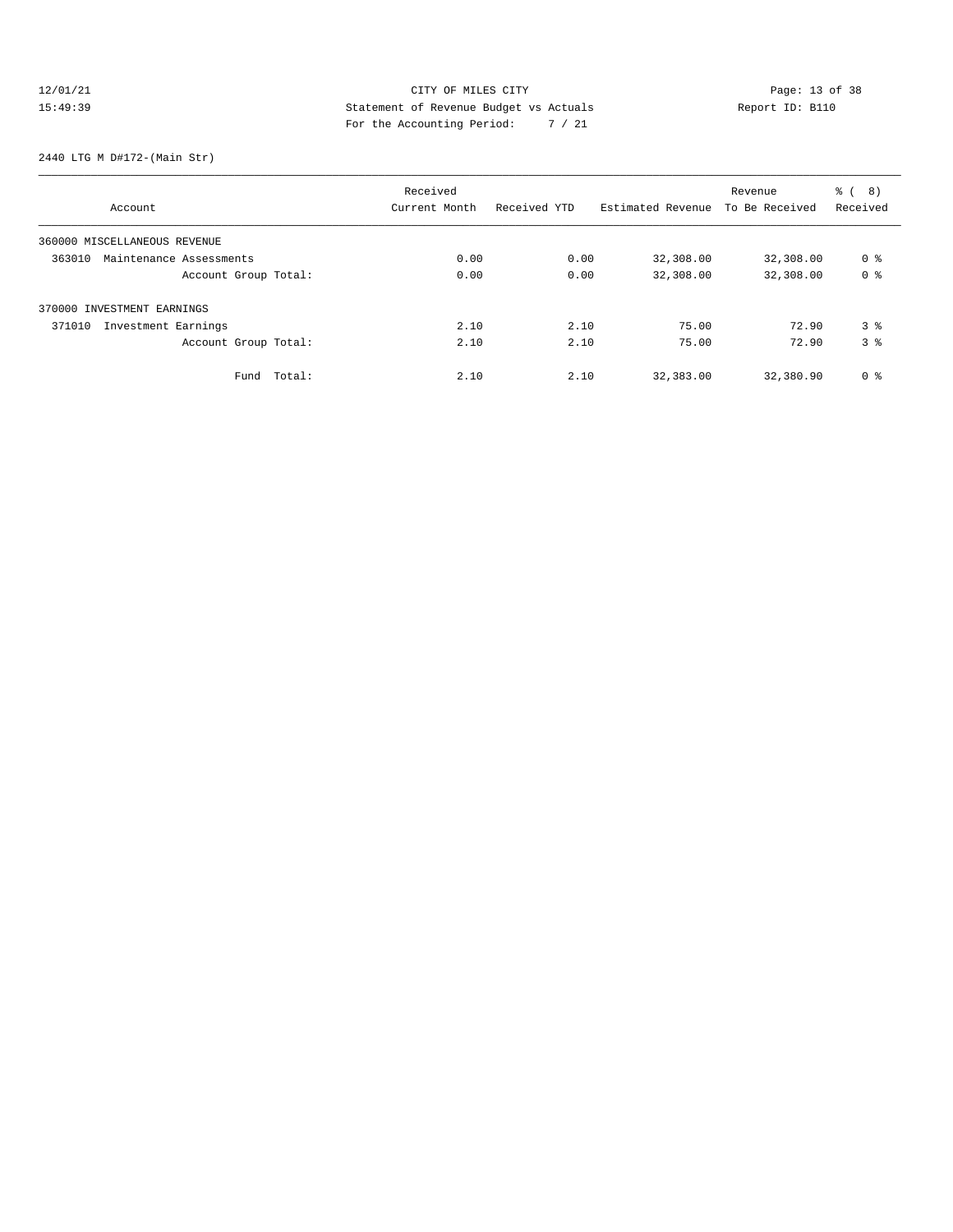12/01/21 CITY OF MILES CITY
15:49:39 Statement of Revenue Budget vs Actuals Report ID: B110
For the Accounting Period: 7 / 21

2440 LTG M D#172-(Main Str)

| Account | Received Current Month | Received YTD | Estimated Revenue | Revenue To Be Received | % ( 8) Received |
|---|---|---|---|---|---|
| 360000 MISCELLANEOUS REVENUE | | | | | |
| 363010 Maintenance Assessments | 0.00 | 0.00 | 32,308.00 | 32,308.00 | 0 % |
| Account Group Total: | 0.00 | 0.00 | 32,308.00 | 32,308.00 | 0 % |
| 370000 INVESTMENT EARNINGS | | | | | |
| 371010 Investment Earnings | 2.10 | 2.10 | 75.00 | 72.90 | 3 % |
| Account Group Total: | 2.10 | 2.10 | 75.00 | 72.90 | 3 % |
| Fund Total: | 2.10 | 2.10 | 32,383.00 | 32,380.90 | 0 % |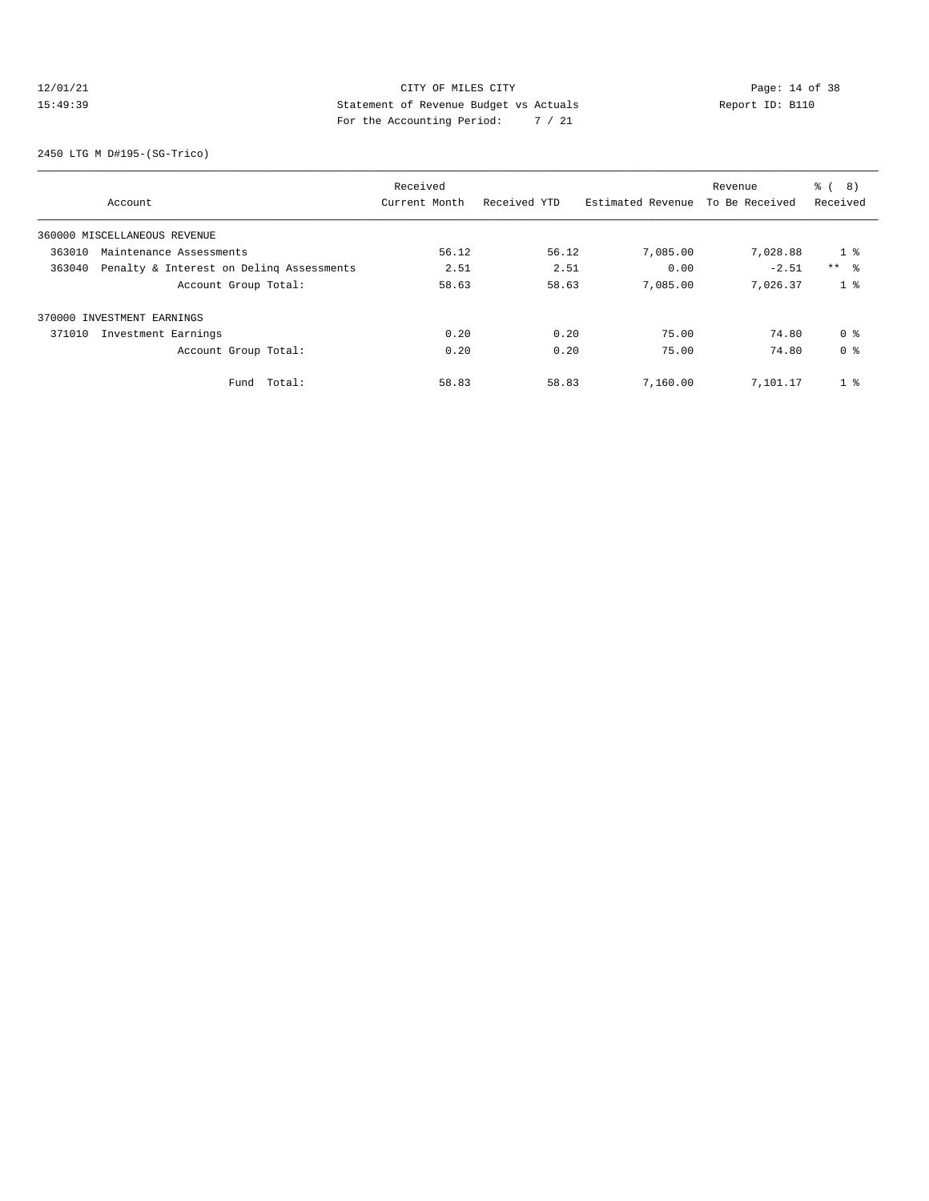CITY OF MILES CITY
Statement of Revenue Budget vs Actuals
For the Accounting Period: 7 / 21

12/01/21
15:49:39

Report ID: B110

2450 LTG M D#195-(SG-Trico)

| Account | Received Current Month | Received YTD | Estimated Revenue | Revenue To Be Received | % ( 8) Received |
|---|---|---|---|---|---|
| 360000 MISCELLANEOUS REVENUE | | | | | |
| 363010 Maintenance Assessments | 56.12 | 56.12 | 7,085.00 | 7,028.88 | 1 % |
| 363040 Penalty & Interest on Delinq Assessments | 2.51 | 2.51 | 0.00 | -2.51 | ** % |
| Account Group Total: | 58.63 | 58.63 | 7,085.00 | 7,026.37 | 1 % |
| 370000 INVESTMENT EARNINGS | | | | | |
| 371010 Investment Earnings | 0.20 | 0.20 | 75.00 | 74.80 | 0 % |
| Account Group Total: | 0.20 | 0.20 | 75.00 | 74.80 | 0 % |
| Fund Total: | 58.83 | 58.83 | 7,160.00 | 7,101.17 | 1 % |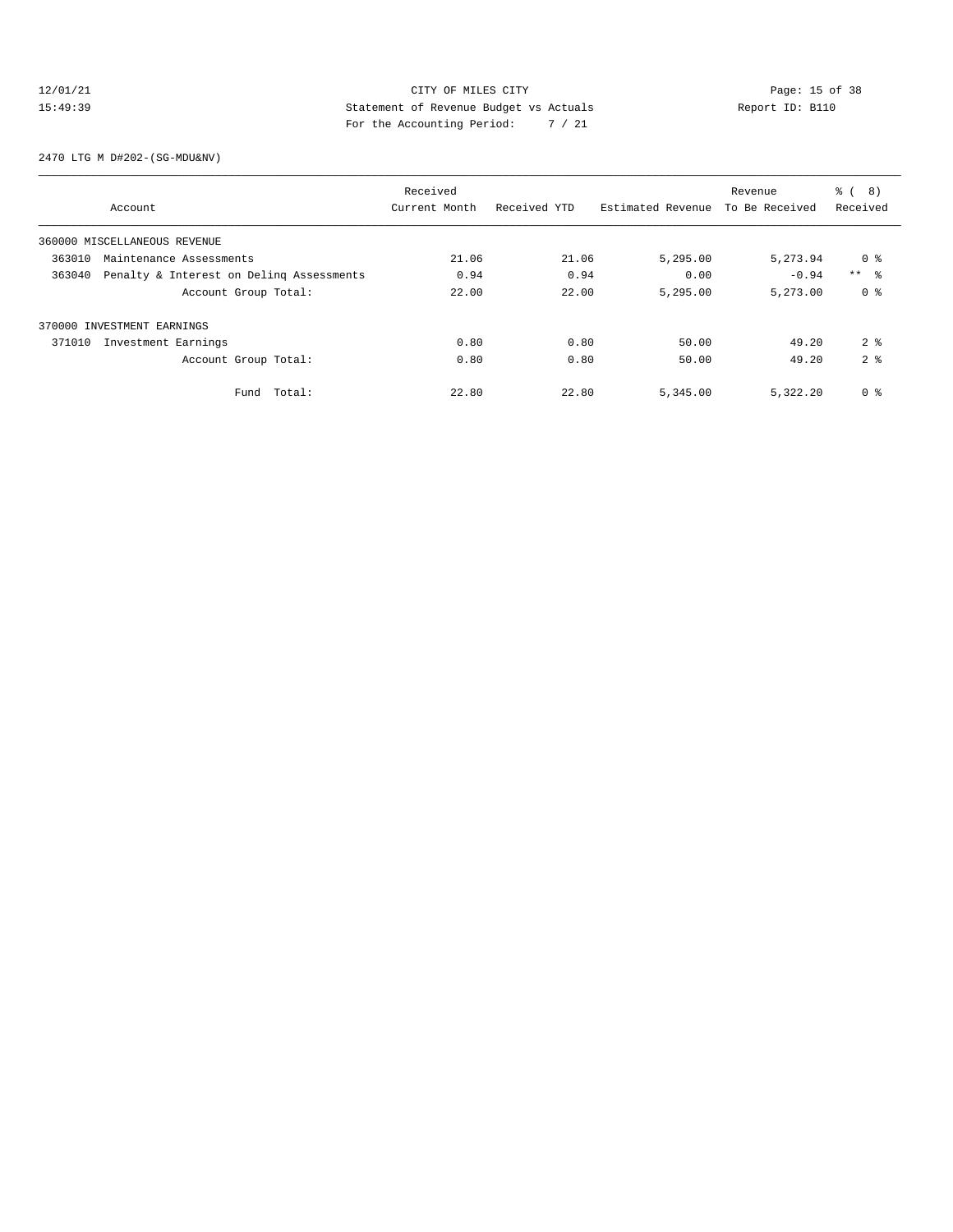CITY OF MILES CITY

Statement of Revenue Budget vs Actuals

For the Accounting Period: 7 / 21

2470 LTG M D#202-(SG-MDU&NV)

| Account | Received Current Month | Received YTD | Estimated Revenue | Revenue To Be Received | % ( 8) Received |
|---|---|---|---|---|---|
| 360000 MISCELLANEOUS REVENUE | | | | | |
| 363010 Maintenance Assessments | 21.06 | 21.06 | 5,295.00 | 5,273.94 | 0 % |
| 363040 Penalty & Interest on Delinq Assessments | 0.94 | 0.94 | 0.00 | -0.94 | ** % |
| Account Group Total: | 22.00 | 22.00 | 5,295.00 | 5,273.00 | 0 % |
| 370000 INVESTMENT EARNINGS | | | | | |
| 371010 Investment Earnings | 0.80 | 0.80 | 50.00 | 49.20 | 2 % |
| Account Group Total: | 0.80 | 0.80 | 50.00 | 49.20 | 2 % |
| Fund Total: | 22.80 | 22.80 | 5,345.00 | 5,322.20 | 0 % |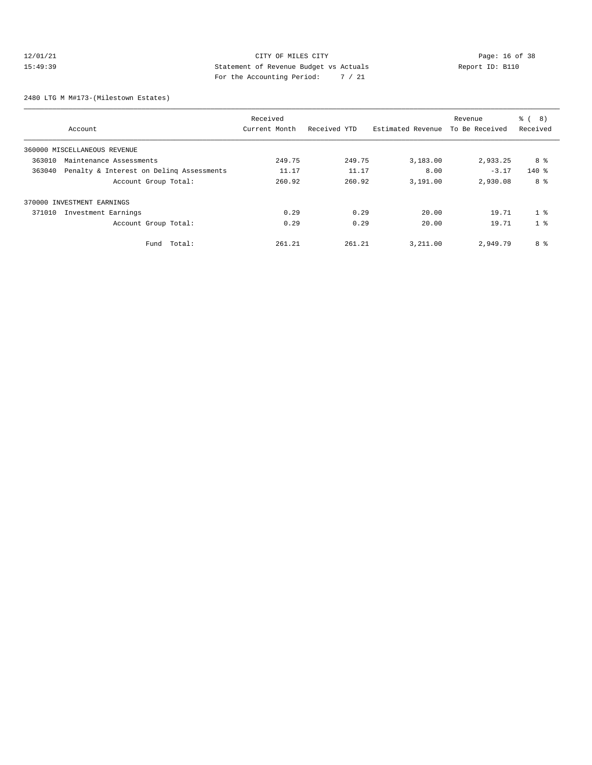CITY OF MILES CITY
Statement of Revenue Budget vs Actuals
For the Accounting Period: 7 / 21

12/01/21
15:49:39

Report ID: B110

2480 LTG M M#173-(Milestown Estates)

| Account | Received Current Month | Received YTD | Estimated Revenue | Revenue To Be Received | % ( 8) Received |
|---|---|---|---|---|---|
| 360000 MISCELLANEOUS REVENUE | | | | | |
| 363010 Maintenance Assessments | 249.75 | 249.75 | 3,183.00 | 2,933.25 | 8 % |
| 363040 Penalty & Interest on Delinq Assessments | 11.17 | 11.17 | 8.00 | -3.17 | 140 % |
| Account Group Total: | 260.92 | 260.92 | 3,191.00 | 2,930.08 | 8 % |
| 370000 INVESTMENT EARNINGS | | | | | |
| 371010 Investment Earnings | 0.29 | 0.29 | 20.00 | 19.71 | 1 % |
| Account Group Total: | 0.29 | 0.29 | 20.00 | 19.71 | 1 % |
| Fund Total: | 261.21 | 261.21 | 3,211.00 | 2,949.79 | 8 % |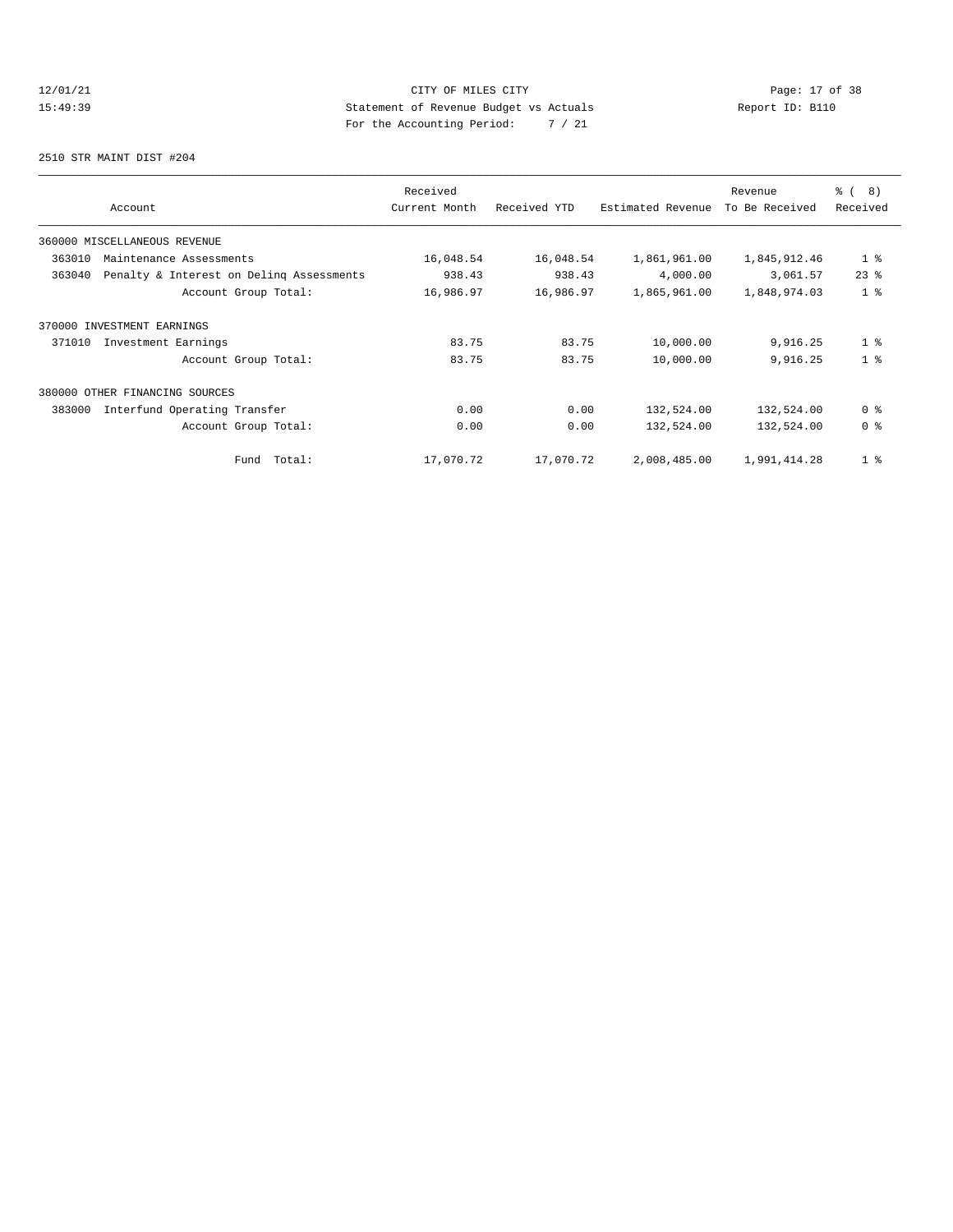CITY OF MILES CITY
Statement of Revenue Budget vs Actuals
For the Accounting Period: 7 / 21

2510 STR MAINT DIST #204

| Account | Received Current Month | Received YTD | Estimated Revenue | Revenue To Be Received | % ( 8) Received |
|---|---|---|---|---|---|
| 360000 MISCELLANEOUS REVENUE | | | | | |
| 363010 Maintenance Assessments | 16,048.54 | 16,048.54 | 1,861,961.00 | 1,845,912.46 | 1 % |
| 363040 Penalty & Interest on Delinq Assessments | 938.43 | 938.43 | 4,000.00 | 3,061.57 | 23 % |
| Account Group Total: | 16,986.97 | 16,986.97 | 1,865,961.00 | 1,848,974.03 | 1 % |
| 370000 INVESTMENT EARNINGS | | | | | |
| 371010 Investment Earnings | 83.75 | 83.75 | 10,000.00 | 9,916.25 | 1 % |
| Account Group Total: | 83.75 | 83.75 | 10,000.00 | 9,916.25 | 1 % |
| 380000 OTHER FINANCING SOURCES | | | | | |
| 383000 Interfund Operating Transfer | 0.00 | 0.00 | 132,524.00 | 132,524.00 | 0 % |
| Account Group Total: | 0.00 | 0.00 | 132,524.00 | 132,524.00 | 0 % |
| Fund Total: | 17,070.72 | 17,070.72 | 2,008,485.00 | 1,991,414.28 | 1 % |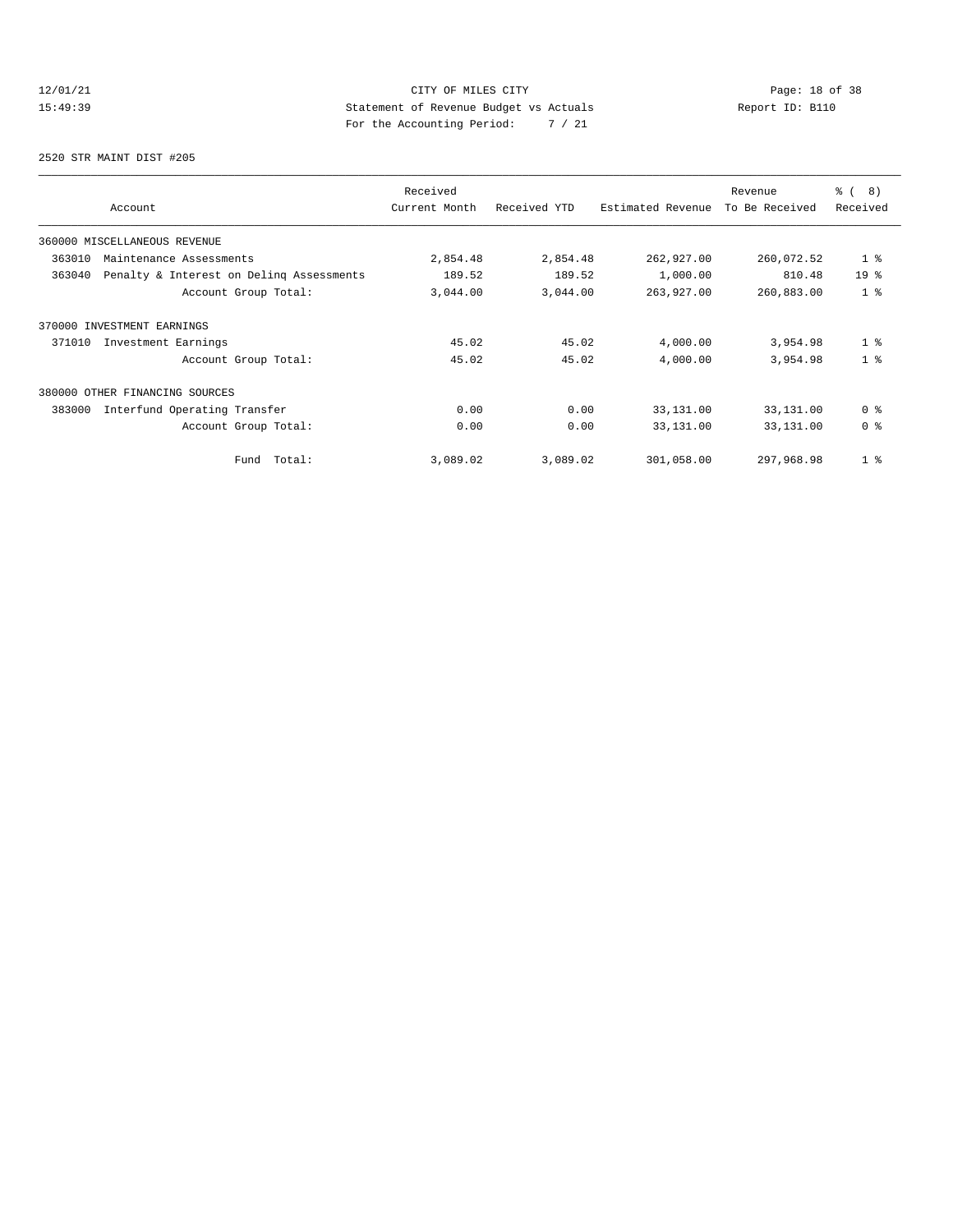CITY OF MILES CITY
Statement of Revenue Budget vs Actuals
For the Accounting Period: 7 / 21

12/01/21
15:49:39

Report ID: B110

2520 STR MAINT DIST #205

| Account | Received Current Month | Received YTD | Estimated Revenue | Revenue To Be Received | % ( 8) Received |
|---|---|---|---|---|---|
| 360000 MISCELLANEOUS REVENUE | | | | | |
| 363010 Maintenance Assessments | 2,854.48 | 2,854.48 | 262,927.00 | 260,072.52 | 1 % |
| 363040 Penalty & Interest on Delinq Assessments | 189.52 | 189.52 | 1,000.00 | 810.48 | 19 % |
| Account Group Total: | 3,044.00 | 3,044.00 | 263,927.00 | 260,883.00 | 1 % |
| 370000 INVESTMENT EARNINGS | | | | | |
| 371010 Investment Earnings | 45.02 | 45.02 | 4,000.00 | 3,954.98 | 1 % |
| Account Group Total: | 45.02 | 45.02 | 4,000.00 | 3,954.98 | 1 % |
| 380000 OTHER FINANCING SOURCES | | | | | |
| 383000 Interfund Operating Transfer | 0.00 | 0.00 | 33,131.00 | 33,131.00 | 0 % |
| Account Group Total: | 0.00 | 0.00 | 33,131.00 | 33,131.00 | 0 % |
| Fund Total: | 3,089.02 | 3,089.02 | 301,058.00 | 297,968.98 | 1 % |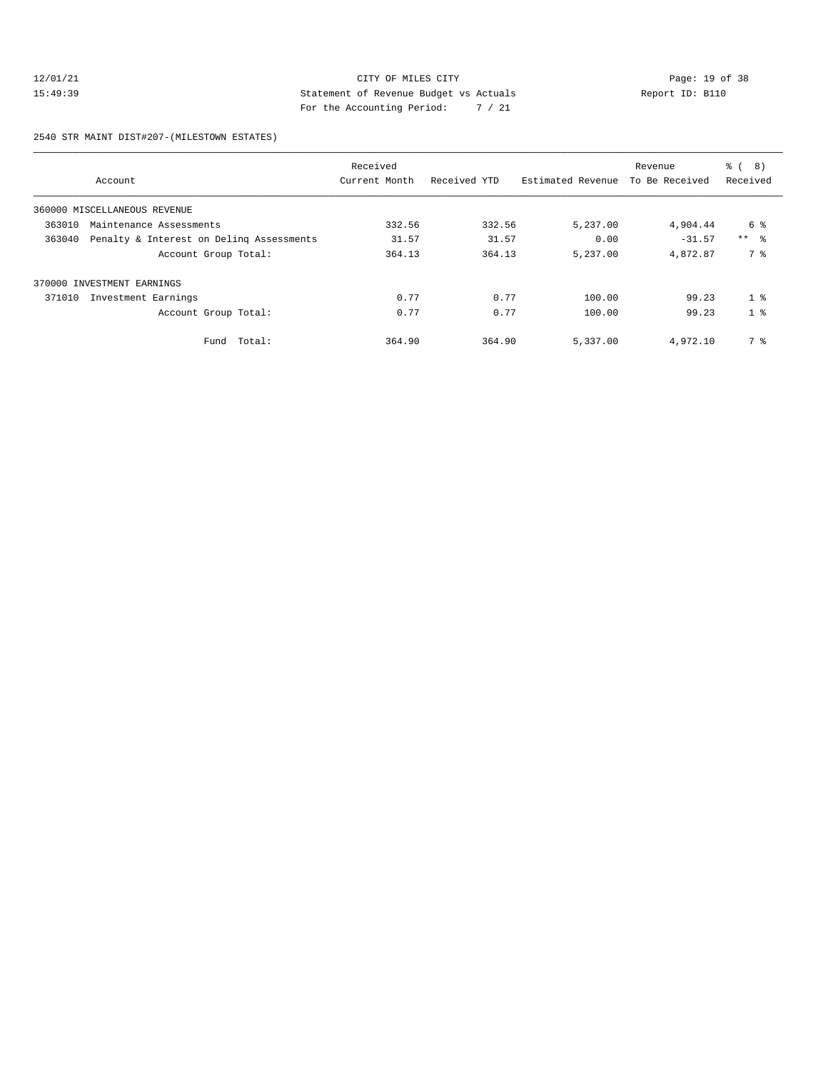CITY OF MILES CITY

Statement of Revenue Budget vs Actuals

For the Accounting Period: 7 / 21

2540 STR MAINT DIST#207-(MILESTOWN ESTATES)

| Account | Received Current Month | Received YTD | Estimated Revenue | Revenue To Be Received | % ( 8) Received |
|---|---|---|---|---|---|
| 360000 MISCELLANEOUS REVENUE | | | | | |
| 363010 Maintenance Assessments | 332.56 | 332.56 | 5,237.00 | 4,904.44 | 6 % |
| 363040 Penalty & Interest on Delinq Assessments | 31.57 | 31.57 | 0.00 | -31.57 | ** % |
| Account Group Total: | 364.13 | 364.13 | 5,237.00 | 4,872.87 | 7 % |
| 370000 INVESTMENT EARNINGS | | | | | |
| 371010 Investment Earnings | 0.77 | 0.77 | 100.00 | 99.23 | 1 % |
| Account Group Total: | 0.77 | 0.77 | 100.00 | 99.23 | 1 % |
| Fund Total: | 364.90 | 364.90 | 5,337.00 | 4,972.10 | 7 % |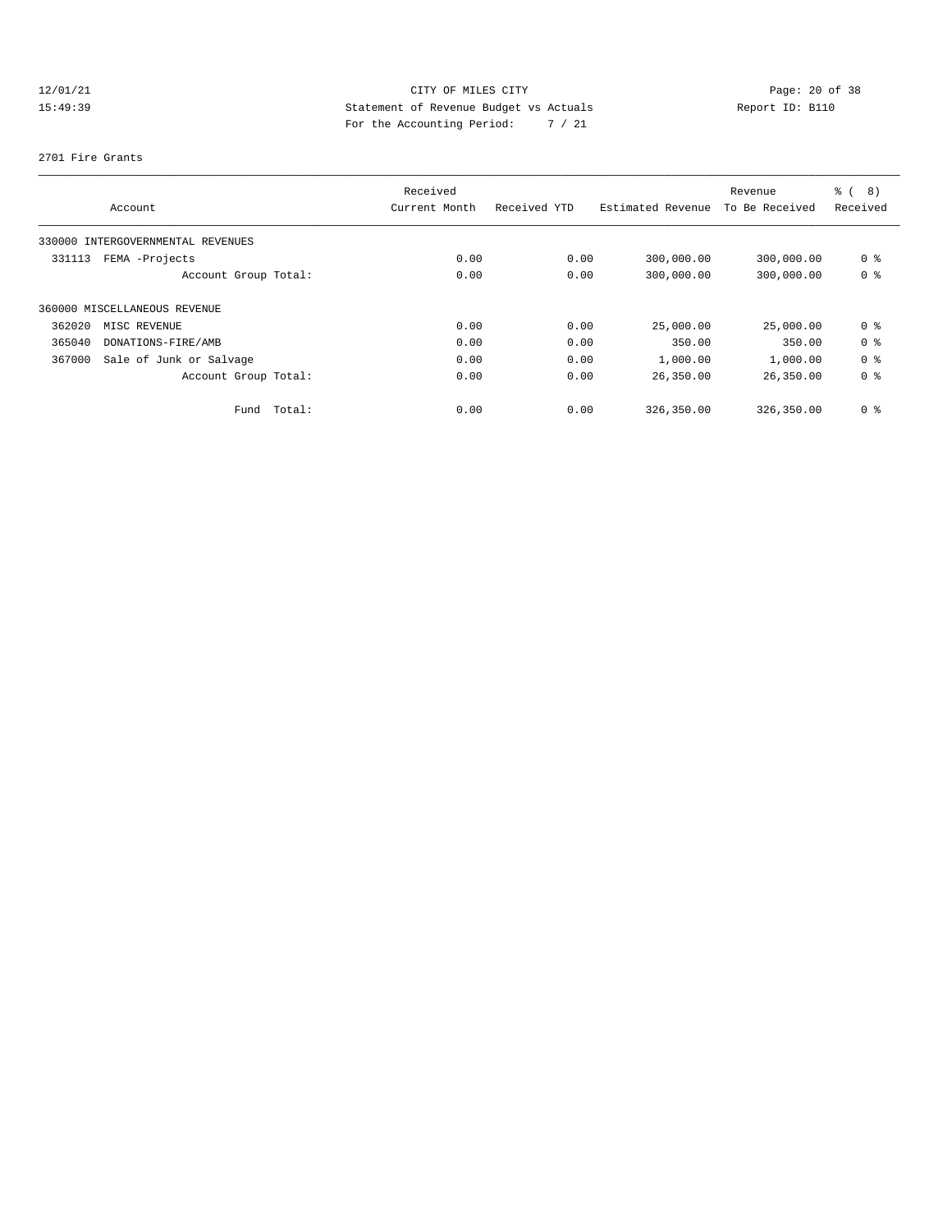CITY OF MILES CITY

Statement of Revenue Budget vs Actuals

For the Accounting Period: 7 / 21

12/01/21 15:49:39

Report ID: B110

2701 Fire Grants

| Account | Received Current Month | Received YTD | Estimated Revenue | Revenue To Be Received | % ( 8) Received |
|---|---|---|---|---|---|
| 330000 INTERGOVERNMENTAL REVENUES | | | | | |
| 331113 FEMA -Projects | 0.00 | 0.00 | 300,000.00 | 300,000.00 | 0 % |
| Account Group Total: | 0.00 | 0.00 | 300,000.00 | 300,000.00 | 0 % |
| 360000 MISCELLANEOUS REVENUE | | | | | |
| 362020 MISC REVENUE | 0.00 | 0.00 | 25,000.00 | 25,000.00 | 0 % |
| 365040 DONATIONS-FIRE/AMB | 0.00 | 0.00 | 350.00 | 350.00 | 0 % |
| 367000 Sale of Junk or Salvage | 0.00 | 0.00 | 1,000.00 | 1,000.00 | 0 % |
| Account Group Total: | 0.00 | 0.00 | 26,350.00 | 26,350.00 | 0 % |
| Fund Total: | 0.00 | 0.00 | 326,350.00 | 326,350.00 | 0 % |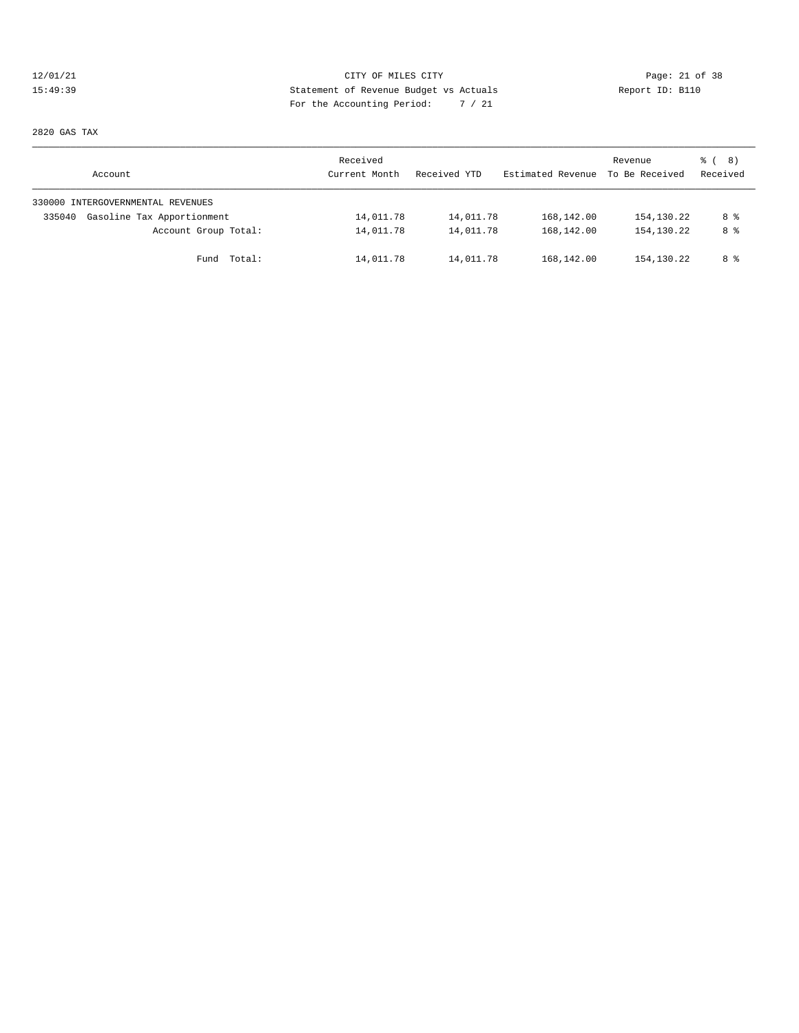CITY OF MILES CITY
Statement of Revenue Budget vs Actuals
For the Accounting Period: 7 / 21

12/01/21
15:49:39

Report ID: B110

2820 GAS TAX

| Account | Received Current Month | Received YTD | Estimated Revenue | Revenue To Be Received | % ( 8) Received |
|---|---|---|---|---|---|
| 330000 INTERGOVERNMENTAL REVENUES | | | | | |
| 335040 Gasoline Tax Apportionment | 14,011.78 | 14,011.78 | 168,142.00 | 154,130.22 | 8 % |
| Account Group Total: | 14,011.78 | 14,011.78 | 168,142.00 | 154,130.22 | 8 % |
| Fund Total: | 14,011.78 | 14,011.78 | 168,142.00 | 154,130.22 | 8 % |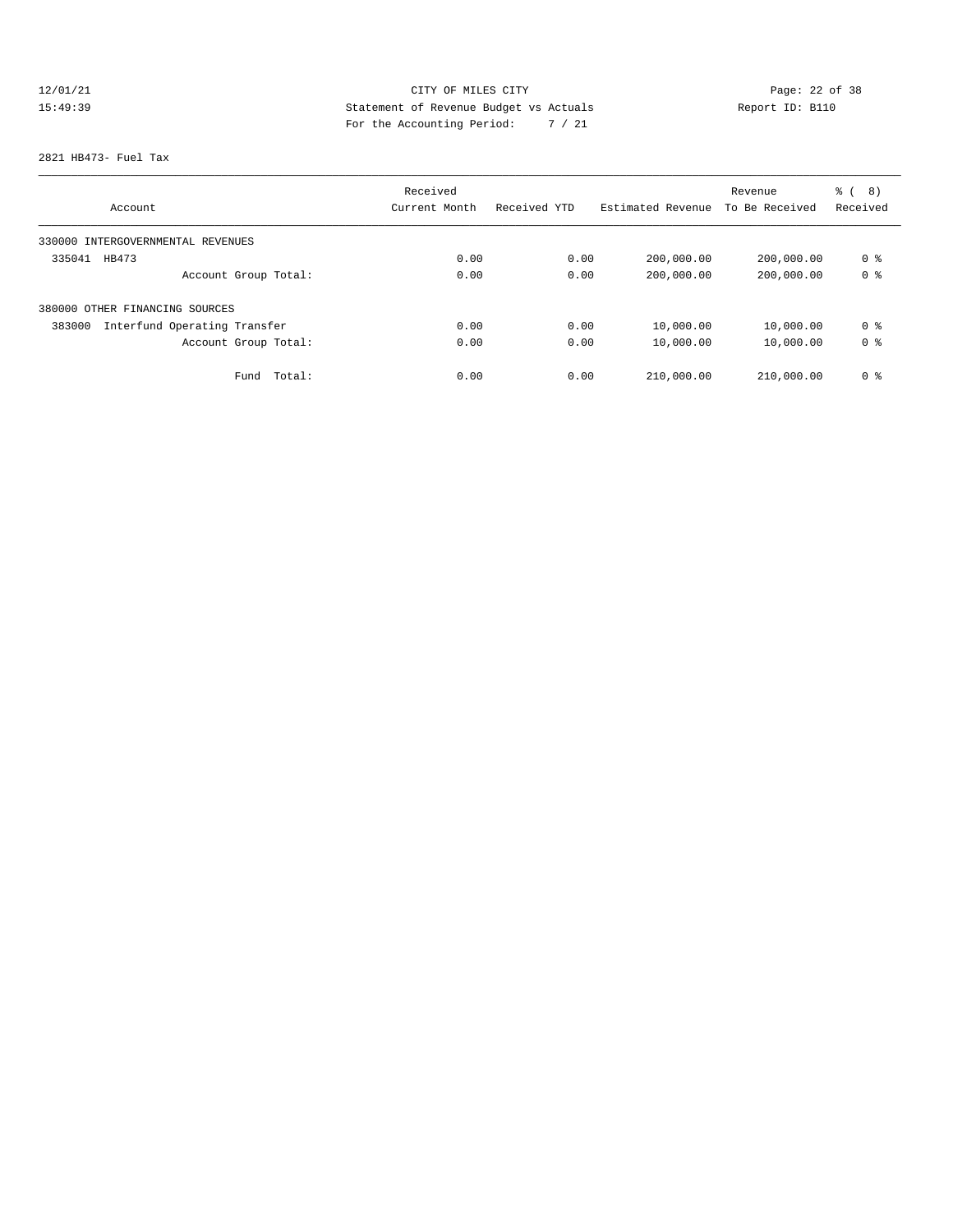12/01/21 CITY OF MILES CITY

15:49:39 Statement of Revenue Budget vs Actuals Report ID: B110

For the Accounting Period: 7 / 21

2821 HB473- Fuel Tax

| Account | Received Current Month | Received YTD | Estimated Revenue | Revenue To Be Received | % ( 8) Received |
|---|---|---|---|---|---|
| 330000 INTERGOVERNMENTAL REVENUES | | | | | |
| 335041 HB473 | 0.00 | 0.00 | 200,000.00 | 200,000.00 | 0 % |
| Account Group Total: | 0.00 | 0.00 | 200,000.00 | 200,000.00 | 0 % |
| 380000 OTHER FINANCING SOURCES | | | | | |
| 383000 Interfund Operating Transfer | 0.00 | 0.00 | 10,000.00 | 10,000.00 | 0 % |
| Account Group Total: | 0.00 | 0.00 | 10,000.00 | 10,000.00 | 0 % |
| Fund Total: | 0.00 | 0.00 | 210,000.00 | 210,000.00 | 0 % |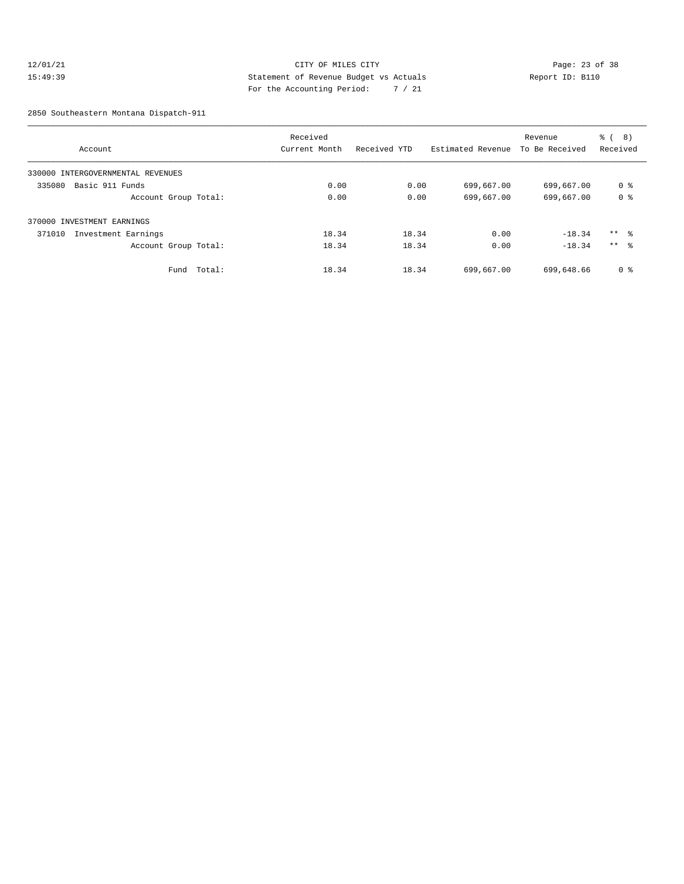12/01/21 CITY OF MILES CITY
15:49:39 Statement of Revenue Budget vs Actuals Report ID: B110
For the Accounting Period: 7 / 21

2850 Southeastern Montana Dispatch-911

| Account | Received Current Month | Received YTD | Estimated Revenue | Revenue To Be Received | % ( 8) Received |
|---|---|---|---|---|---|
| 330000 INTERGOVERNMENTAL REVENUES | | | | | |
| 335080 Basic 911 Funds | 0.00 | 0.00 | 699,667.00 | 699,667.00 | 0 % |
| Account Group Total: | 0.00 | 0.00 | 699,667.00 | 699,667.00 | 0 % |
| 370000 INVESTMENT EARNINGS | | | | | |
| 371010 Investment Earnings | 18.34 | 18.34 | 0.00 | -18.34 | ** % |
| Account Group Total: | 18.34 | 18.34 | 0.00 | -18.34 | ** % |
| Fund Total: | 18.34 | 18.34 | 699,667.00 | 699,648.66 | 0 % |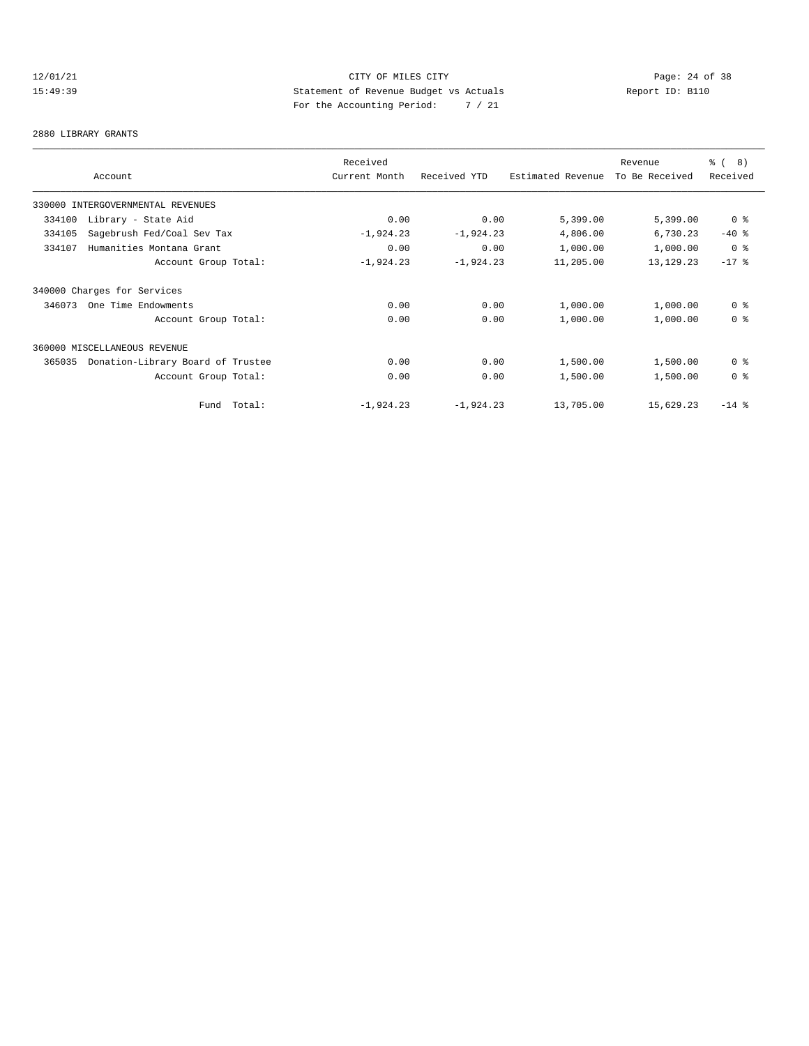CITY OF MILES CITY
Statement of Revenue Budget vs Actuals
For the Accounting Period: 7 / 21

12/01/21
15:49:39

Report ID: B110

2880 LIBRARY GRANTS

| Account | Received Current Month | Received YTD | Estimated Revenue | Revenue To Be Received | % ( 8) Received |
|---|---|---|---|---|---|
| 330000 INTERGOVERNMENTAL REVENUES | | | | | |
| 334100 Library - State Aid | 0.00 | 0.00 | 5,399.00 | 5,399.00 | 0 % |
| 334105 Sagebrush Fed/Coal Sev Tax | -1,924.23 | -1,924.23 | 4,806.00 | 6,730.23 | -40 % |
| 334107 Humanities Montana Grant | 0.00 | 0.00 | 1,000.00 | 1,000.00 | 0 % |
| Account Group Total: | -1,924.23 | -1,924.23 | 11,205.00 | 13,129.23 | -17 % |
| 340000 Charges for Services | | | | | |
| 346073 One Time Endowments | 0.00 | 0.00 | 1,000.00 | 1,000.00 | 0 % |
| Account Group Total: | 0.00 | 0.00 | 1,000.00 | 1,000.00 | 0 % |
| 360000 MISCELLANEOUS REVENUE | | | | | |
| 365035 Donation-Library Board of Trustee | 0.00 | 0.00 | 1,500.00 | 1,500.00 | 0 % |
| Account Group Total: | 0.00 | 0.00 | 1,500.00 | 1,500.00 | 0 % |
| Fund Total: | -1,924.23 | -1,924.23 | 13,705.00 | 15,629.23 | -14 % |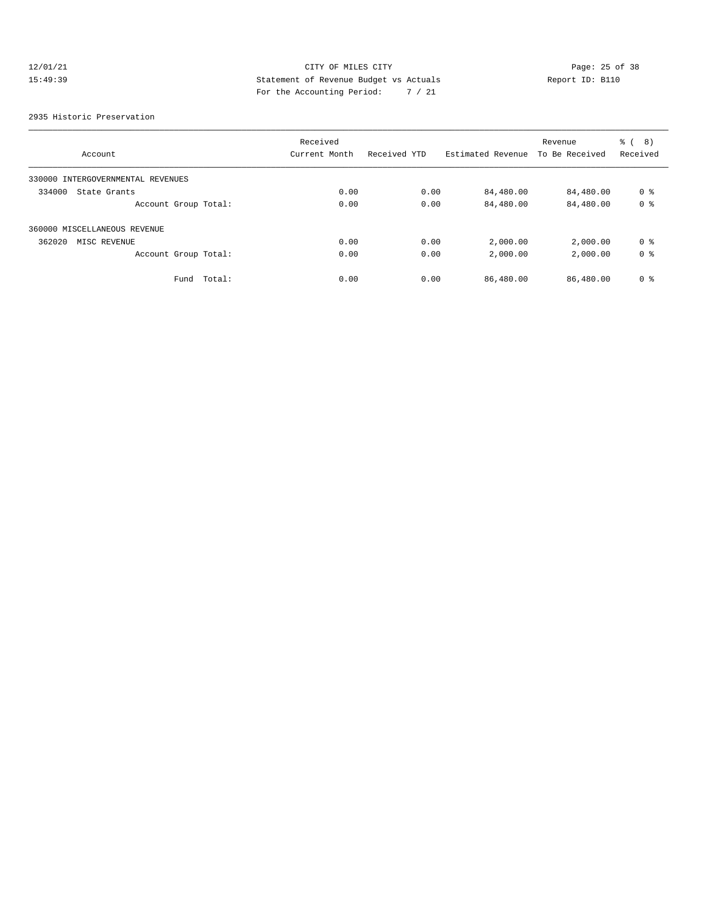CITY OF MILES CITY
Statement of Revenue Budget vs Actuals
For the Accounting Period: 7 / 21

12/01/21
15:49:39

Report ID: B110

2935 Historic Preservation

| Account | Received Current Month | Received YTD | Estimated Revenue | Revenue To Be Received | % ( 8) Received |
|---|---|---|---|---|---|
| 330000 INTERGOVERNMENTAL REVENUES | | | | | |
| 334000 State Grants | 0.00 | 0.00 | 84,480.00 | 84,480.00 | 0 % |
| Account Group Total: | 0.00 | 0.00 | 84,480.00 | 84,480.00 | 0 % |
| 360000 MISCELLANEOUS REVENUE | | | | | |
| 362020 MISC REVENUE | 0.00 | 0.00 | 2,000.00 | 2,000.00 | 0 % |
| Account Group Total: | 0.00 | 0.00 | 2,000.00 | 2,000.00 | 0 % |
| Fund Total: | 0.00 | 0.00 | 86,480.00 | 86,480.00 | 0 % |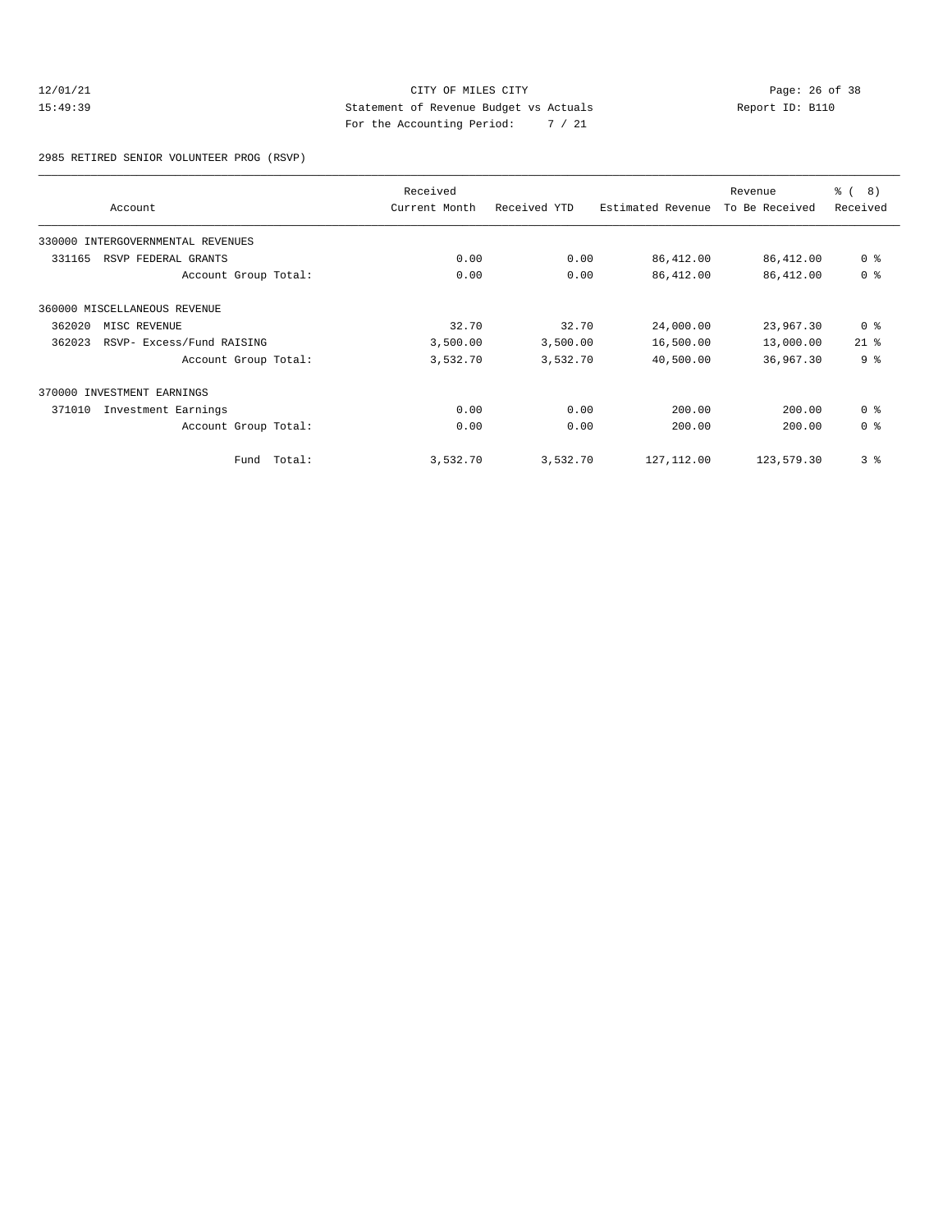12/01/21 CITY OF MILES CITY
15:49:39 Statement of Revenue Budget vs Actuals Report ID: B110
For the Accounting Period: 7 / 21

2985 RETIRED SENIOR VOLUNTEER PROG (RSVP)

| Account | Received Current Month | Received YTD | Estimated Revenue | Revenue To Be Received | % ( 8) Received |
|---|---|---|---|---|---|
| 330000 INTERGOVERNMENTAL REVENUES | | | | | |
| 331165 RSVP FEDERAL GRANTS | 0.00 | 0.00 | 86,412.00 | 86,412.00 | 0 % |
| Account Group Total: | 0.00 | 0.00 | 86,412.00 | 86,412.00 | 0 % |
| 360000 MISCELLANEOUS REVENUE | | | | | |
| 362020 MISC REVENUE | 32.70 | 32.70 | 24,000.00 | 23,967.30 | 0 % |
| 362023 RSVP- Excess/Fund RAISING | 3,500.00 | 3,500.00 | 16,500.00 | 13,000.00 | 21 % |
| Account Group Total: | 3,532.70 | 3,532.70 | 40,500.00 | 36,967.30 | 9 % |
| 370000 INVESTMENT EARNINGS | | | | | |
| 371010 Investment Earnings | 0.00 | 0.00 | 200.00 | 200.00 | 0 % |
| Account Group Total: | 0.00 | 0.00 | 200.00 | 200.00 | 0 % |
| Fund Total: | 3,532.70 | 3,532.70 | 127,112.00 | 123,579.30 | 3 % |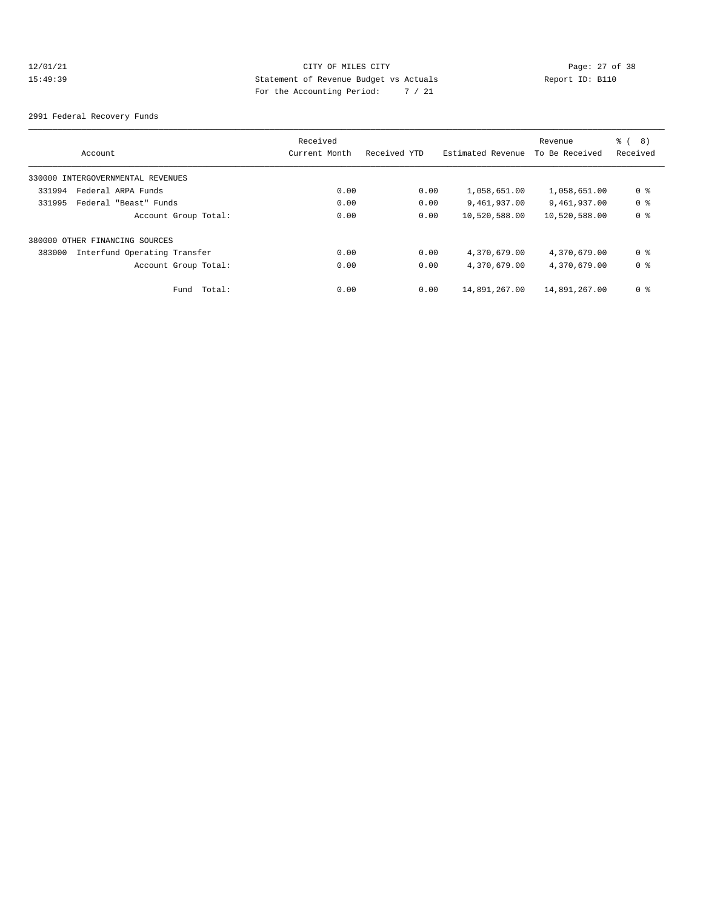CITY OF MILES CITY
Statement of Revenue Budget vs Actuals
For the Accounting Period: 7 / 21

12/01/21
15:49:39

Report ID: B110

2991 Federal Recovery Funds

| Account | Received Current Month | Received YTD | Estimated Revenue | Revenue To Be Received | % ( 8) Received |
|---|---|---|---|---|---|
| 330000 INTERGOVERNMENTAL REVENUES | | | | | |
| 331994 Federal ARPA Funds | 0.00 | 0.00 | 1,058,651.00 | 1,058,651.00 | 0 % |
| 331995 Federal "Beast" Funds | 0.00 | 0.00 | 9,461,937.00 | 9,461,937.00 | 0 % |
| Account Group Total: | 0.00 | 0.00 | 10,520,588.00 | 10,520,588.00 | 0 % |
| 380000 OTHER FINANCING SOURCES | | | | | |
| 383000 Interfund Operating Transfer | 0.00 | 0.00 | 4,370,679.00 | 4,370,679.00 | 0 % |
| Account Group Total: | 0.00 | 0.00 | 4,370,679.00 | 4,370,679.00 | 0 % |
| Fund Total: | 0.00 | 0.00 | 14,891,267.00 | 14,891,267.00 | 0 % |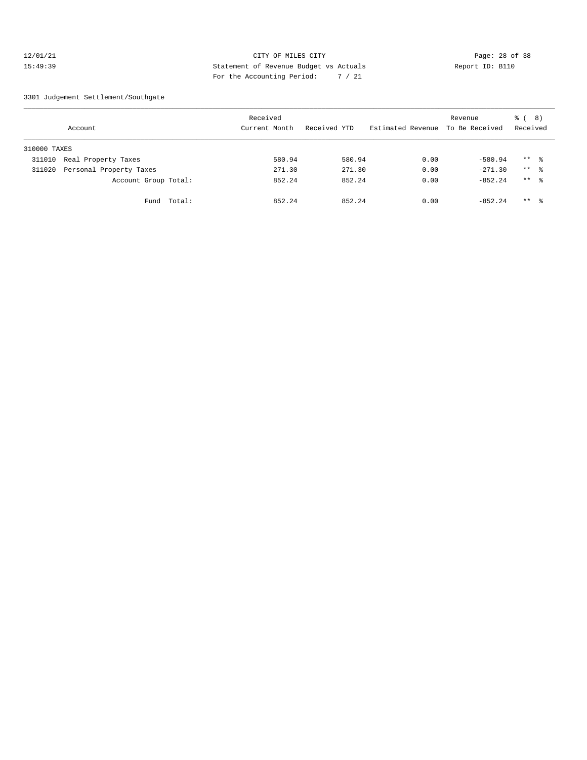12/01/21 CITY OF MILES CITY
15:49:39 Statement of Revenue Budget vs Actuals Report ID: B110
For the Accounting Period: 7 / 21

3301 Judgement Settlement/Southgate

| Account | Received Current Month | Received YTD | Estimated Revenue | Revenue To Be Received | % ( 8) Received |
|---|---|---|---|---|---|
| 310000 TAXES | | | | | |
| 311010 Real Property Taxes | 580.94 | 580.94 | 0.00 | -580.94 | ** % |
| 311020 Personal Property Taxes | 271.30 | 271.30 | 0.00 | -271.30 | ** % |
| Account Group Total: | 852.24 | 852.24 | 0.00 | -852.24 | ** % |
| Fund Total: | 852.24 | 852.24 | 0.00 | -852.24 | ** % |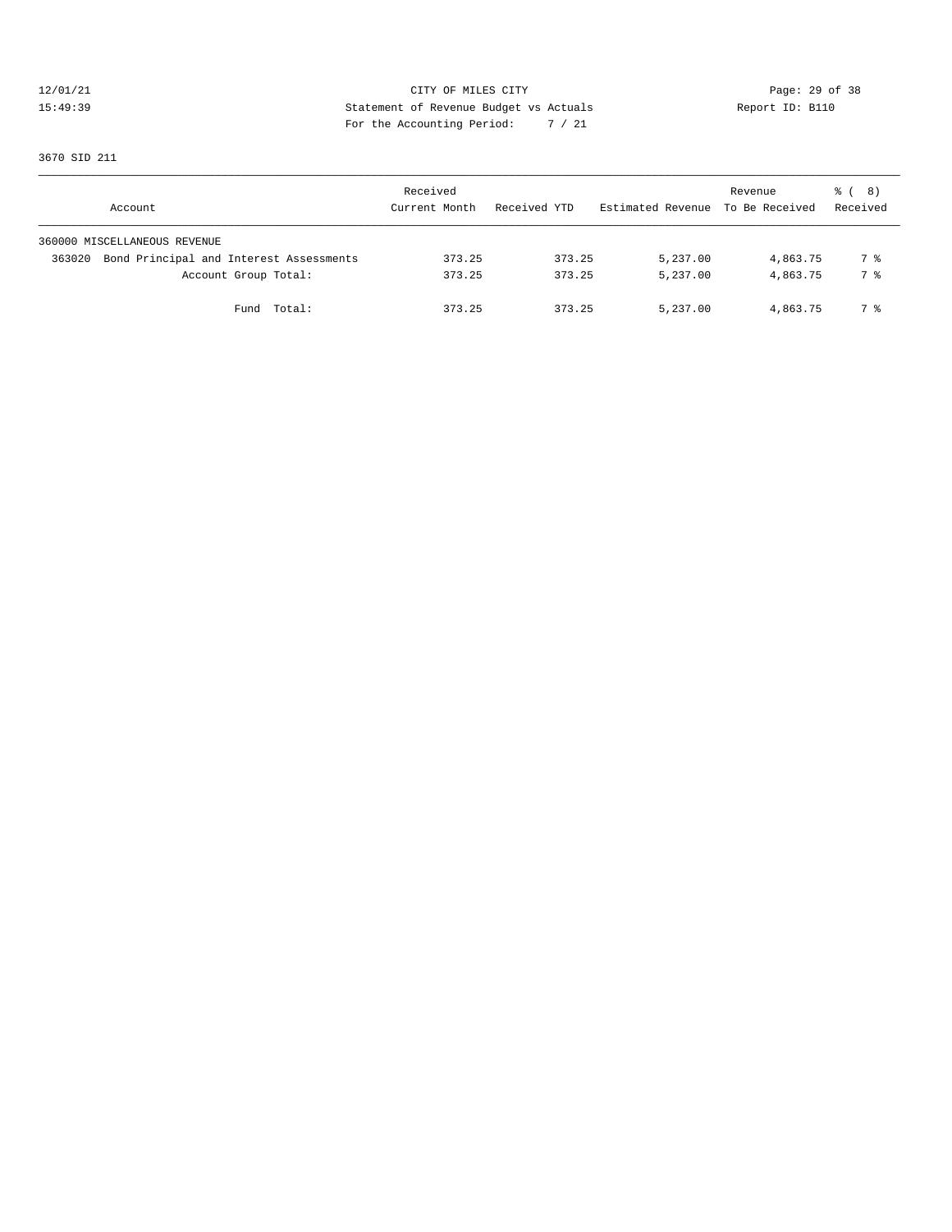12/01/21 CITY OF MILES CITY

15:49:39 Statement of Revenue Budget vs Actuals Report ID: B110

For the Accounting Period: 7 / 21

3670 SID 211

| Account | Received Current Month | Received YTD | Estimated Revenue | Revenue To Be Received | % ( 8) Received |
|---|---|---|---|---|---|
| 360000 MISCELLANEOUS REVENUE | | | | | |
| 363020 Bond Principal and Interest Assessments | 373.25 | 373.25 | 5,237.00 | 4,863.75 | 7 % |
| Account Group Total: | 373.25 | 373.25 | 5,237.00 | 4,863.75 | 7 % |
| Fund Total: | 373.25 | 373.25 | 5,237.00 | 4,863.75 | 7 % |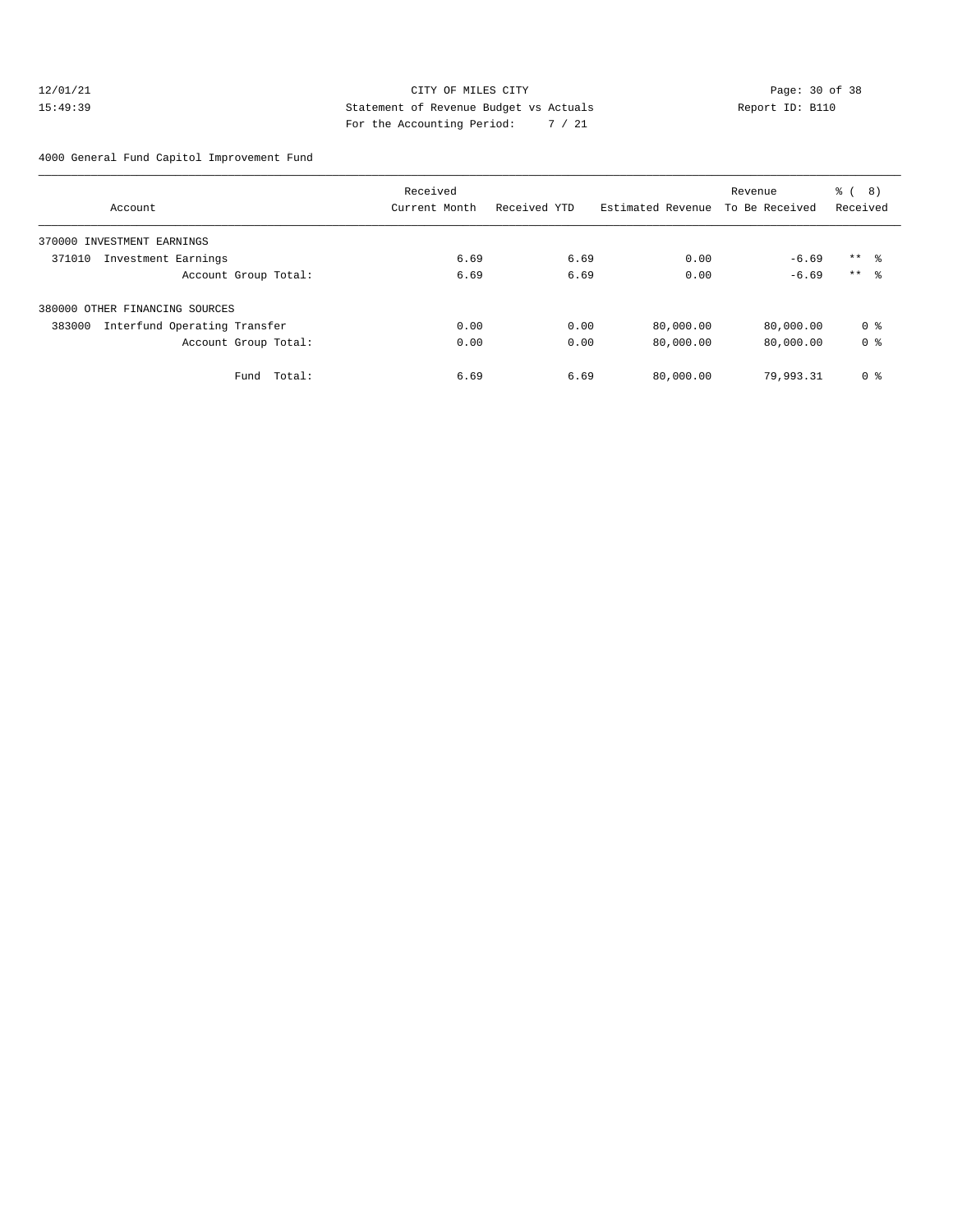CITY OF MILES CITY
Statement of Revenue Budget vs Actuals
For the Accounting Period: 7 / 21

12/01/21
15:49:39

Report ID: B110

4000 General Fund Capitol Improvement Fund

| Account | Received Current Month | Received YTD | Estimated Revenue | Revenue To Be Received | % ( 8) Received |
|---|---|---|---|---|---|
| 370000 INVESTMENT EARNINGS | | | | | |
| 371010 Investment Earnings | 6.69 | 6.69 | 0.00 | -6.69 | ** % |
| Account Group Total: | 6.69 | 6.69 | 0.00 | -6.69 | ** % |
| 380000 OTHER FINANCING SOURCES | | | | | |
| 383000 Interfund Operating Transfer | 0.00 | 0.00 | 80,000.00 | 80,000.00 | 0 % |
| Account Group Total: | 0.00 | 0.00 | 80,000.00 | 80,000.00 | 0 % |
| Fund Total: | 6.69 | 6.69 | 80,000.00 | 79,993.31 | 0 % |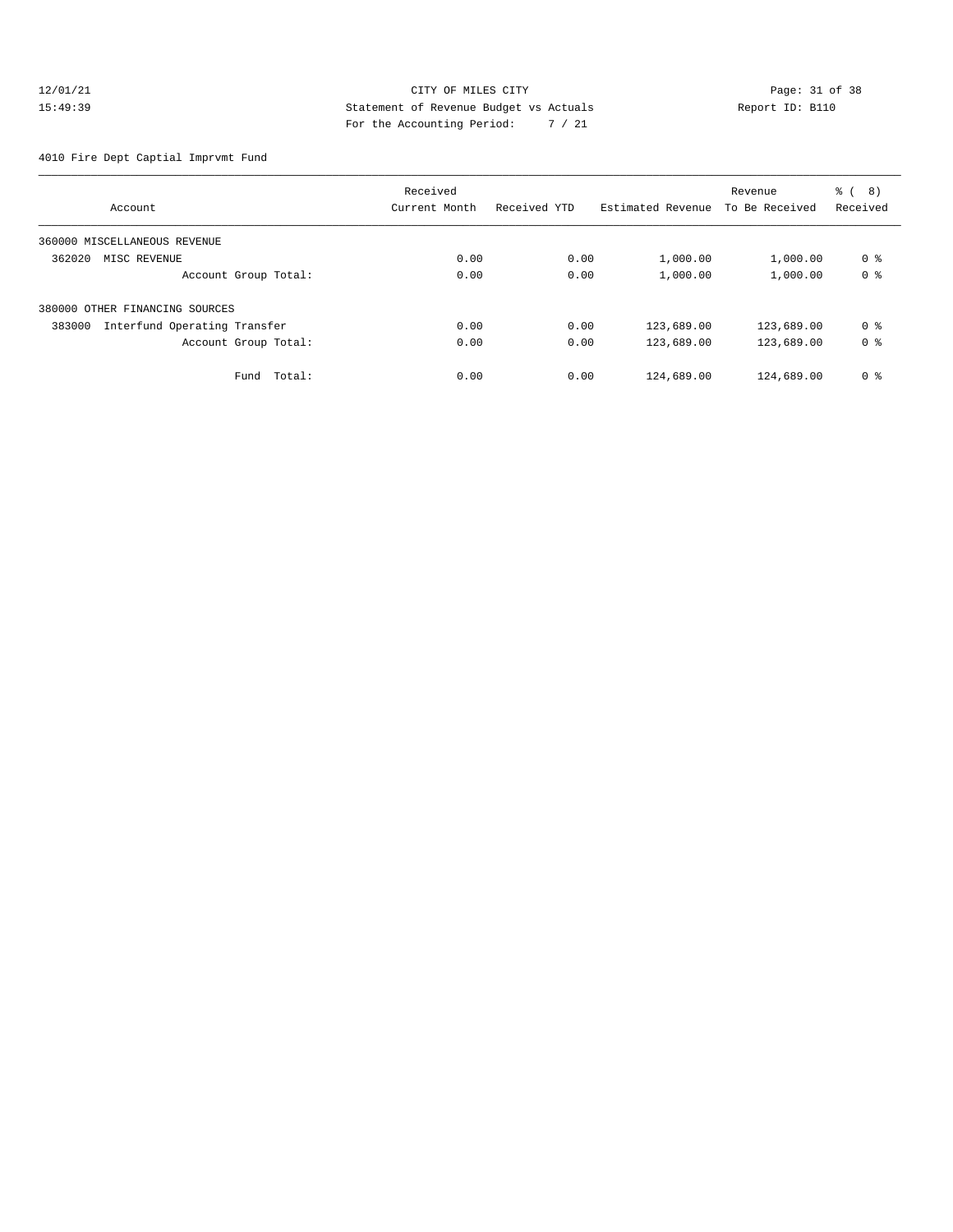CITY OF MILES CITY
Statement of Revenue Budget vs Actuals
For the Accounting Period: 7 / 21

12/01/21
15:49:39

Report ID: B110

4010 Fire Dept Captial Imprvmt Fund

| Account | Received Current Month | Received YTD | Estimated Revenue | Revenue To Be Received | % ( 8) Received |
|---|---|---|---|---|---|
| 360000 MISCELLANEOUS REVENUE | | | | | |
| 362020 MISC REVENUE | 0.00 | 0.00 | 1,000.00 | 1,000.00 | 0 % |
| Account Group Total: | 0.00 | 0.00 | 1,000.00 | 1,000.00 | 0 % |
| 380000 OTHER FINANCING SOURCES | | | | | |
| 383000 Interfund Operating Transfer | 0.00 | 0.00 | 123,689.00 | 123,689.00 | 0 % |
| Account Group Total: | 0.00 | 0.00 | 123,689.00 | 123,689.00 | 0 % |
| Fund Total: | 0.00 | 0.00 | 124,689.00 | 124,689.00 | 0 % |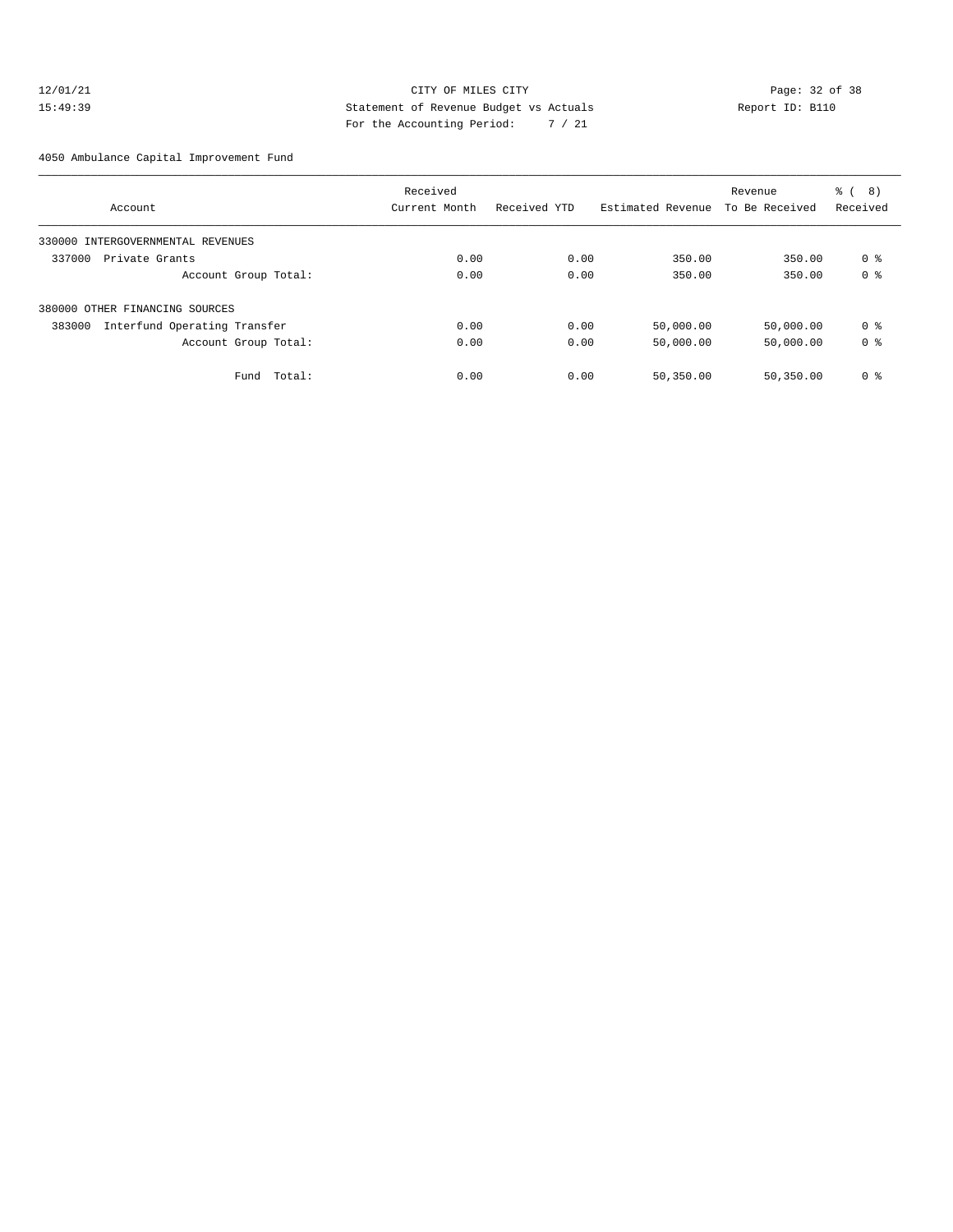CITY OF MILES CITY
Statement of Revenue Budget vs Actuals
For the Accounting Period: 7 / 21

12/01/21
15:49:39

Report ID: B110

4050 Ambulance Capital Improvement Fund

| Account | Received Current Month | Received YTD | Estimated Revenue | Revenue To Be Received | % ( 8) Received |
|---|---|---|---|---|---|
| 330000 INTERGOVERNMENTAL REVENUES | | | | | |
| 337000 Private Grants | 0.00 | 0.00 | 350.00 | 350.00 | 0 % |
| Account Group Total: | 0.00 | 0.00 | 350.00 | 350.00 | 0 % |
| 380000 OTHER FINANCING SOURCES | | | | | |
| 383000 Interfund Operating Transfer | 0.00 | 0.00 | 50,000.00 | 50,000.00 | 0 % |
| Account Group Total: | 0.00 | 0.00 | 50,000.00 | 50,000.00 | 0 % |
| Fund Total: | 0.00 | 0.00 | 50,350.00 | 50,350.00 | 0 % |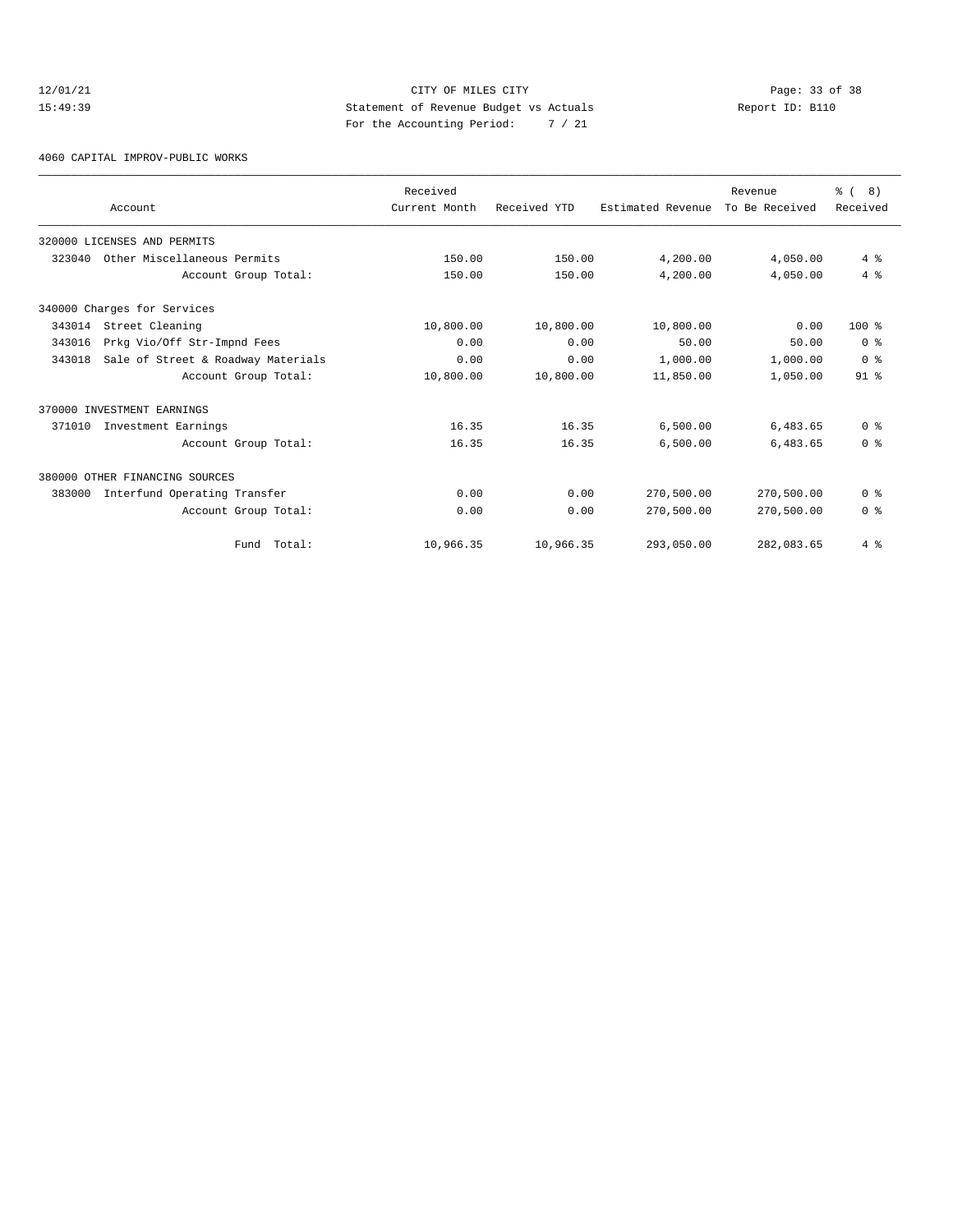CITY OF MILES CITY
Statement of Revenue Budget vs Actuals
For the Accounting Period: 7 / 21

12/01/21 15:49:39 — Report ID: B110

4060 CAPITAL IMPROV-PUBLIC WORKS

| Account | Received Current Month | Received YTD | Estimated Revenue | Revenue To Be Received | % ( 8) Received |
|---|---|---|---|---|---|
| 320000 LICENSES AND PERMITS | | | | | |
| 323040 Other Miscellaneous Permits | 150.00 | 150.00 | 4,200.00 | 4,050.00 | 4 % |
| Account Group Total: | 150.00 | 150.00 | 4,200.00 | 4,050.00 | 4 % |
| 340000 Charges for Services | | | | | |
| 343014 Street Cleaning | 10,800.00 | 10,800.00 | 10,800.00 | 0.00 | 100 % |
| 343016 Prkg Vio/Off Str-Impnd Fees | 0.00 | 0.00 | 50.00 | 50.00 | 0 % |
| 343018 Sale of Street & Roadway Materials | 0.00 | 0.00 | 1,000.00 | 1,000.00 | 0 % |
| Account Group Total: | 10,800.00 | 10,800.00 | 11,850.00 | 1,050.00 | 91 % |
| 370000 INVESTMENT EARNINGS | | | | | |
| 371010 Investment Earnings | 16.35 | 16.35 | 6,500.00 | 6,483.65 | 0 % |
| Account Group Total: | 16.35 | 16.35 | 6,500.00 | 6,483.65 | 0 % |
| 380000 OTHER FINANCING SOURCES | | | | | |
| 383000 Interfund Operating Transfer | 0.00 | 0.00 | 270,500.00 | 270,500.00 | 0 % |
| Account Group Total: | 0.00 | 0.00 | 270,500.00 | 270,500.00 | 0 % |
| Fund Total: | 10,966.35 | 10,966.35 | 293,050.00 | 282,083.65 | 4 % |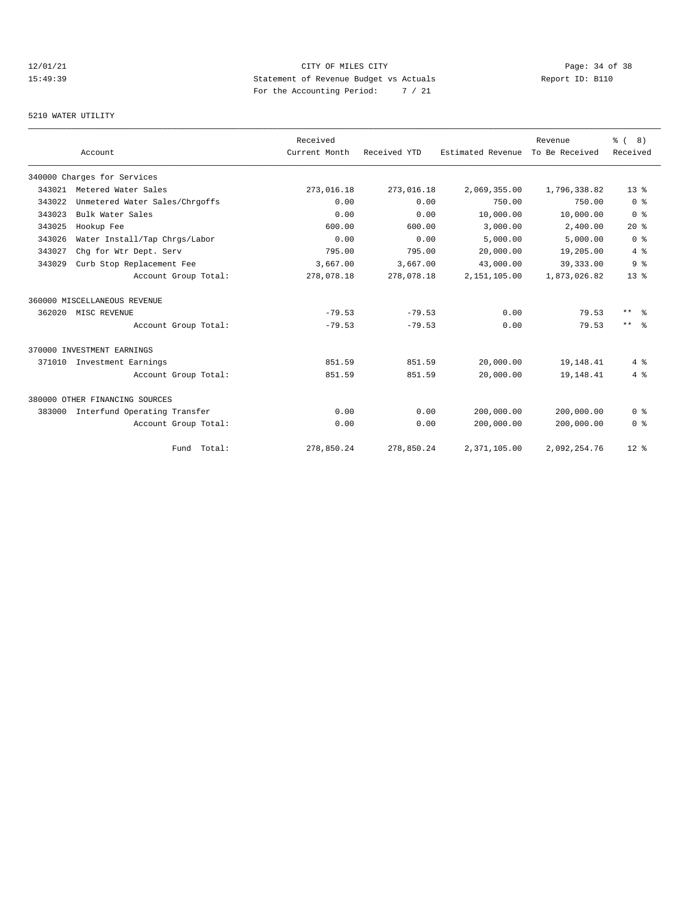12/01/21 CITY OF MILES CITY
15:49:39 Statement of Revenue Budget vs Actuals Report ID: B110
For the Accounting Period: 7 / 21

5210 WATER UTILITY

| Account | Received Current Month | Received YTD | Estimated Revenue | Revenue To Be Received | % ( 8) Received |
|---|---|---|---|---|---|
| 340000 Charges for Services | | | | | |
| 343021 Metered Water Sales | 273,016.18 | 273,016.18 | 2,069,355.00 | 1,796,338.82 | 13 % |
| 343022 Unmetered Water Sales/Chrgoffs | 0.00 | 0.00 | 750.00 | 750.00 | 0 % |
| 343023 Bulk Water Sales | 0.00 | 0.00 | 10,000.00 | 10,000.00 | 0 % |
| 343025 Hookup Fee | 600.00 | 600.00 | 3,000.00 | 2,400.00 | 20 % |
| 343026 Water Install/Tap Chrgs/Labor | 0.00 | 0.00 | 5,000.00 | 5,000.00 | 0 % |
| 343027 Chg for Wtr Dept. Serv | 795.00 | 795.00 | 20,000.00 | 19,205.00 | 4 % |
| 343029 Curb Stop Replacement Fee | 3,667.00 | 3,667.00 | 43,000.00 | 39,333.00 | 9 % |
| Account Group Total: | 278,078.18 | 278,078.18 | 2,151,105.00 | 1,873,026.82 | 13 % |
| 360000 MISCELLANEOUS REVENUE | | | | | |
| 362020 MISC REVENUE | -79.53 | -79.53 | 0.00 | 79.53 | ** % |
| Account Group Total: | -79.53 | -79.53 | 0.00 | 79.53 | ** % |
| 370000 INVESTMENT EARNINGS | | | | | |
| 371010 Investment Earnings | 851.59 | 851.59 | 20,000.00 | 19,148.41 | 4 % |
| Account Group Total: | 851.59 | 851.59 | 20,000.00 | 19,148.41 | 4 % |
| 380000 OTHER FINANCING SOURCES | | | | | |
| 383000 Interfund Operating Transfer | 0.00 | 0.00 | 200,000.00 | 200,000.00 | 0 % |
| Account Group Total: | 0.00 | 0.00 | 200,000.00 | 200,000.00 | 0 % |
| Fund Total: | 278,850.24 | 278,850.24 | 2,371,105.00 | 2,092,254.76 | 12 % |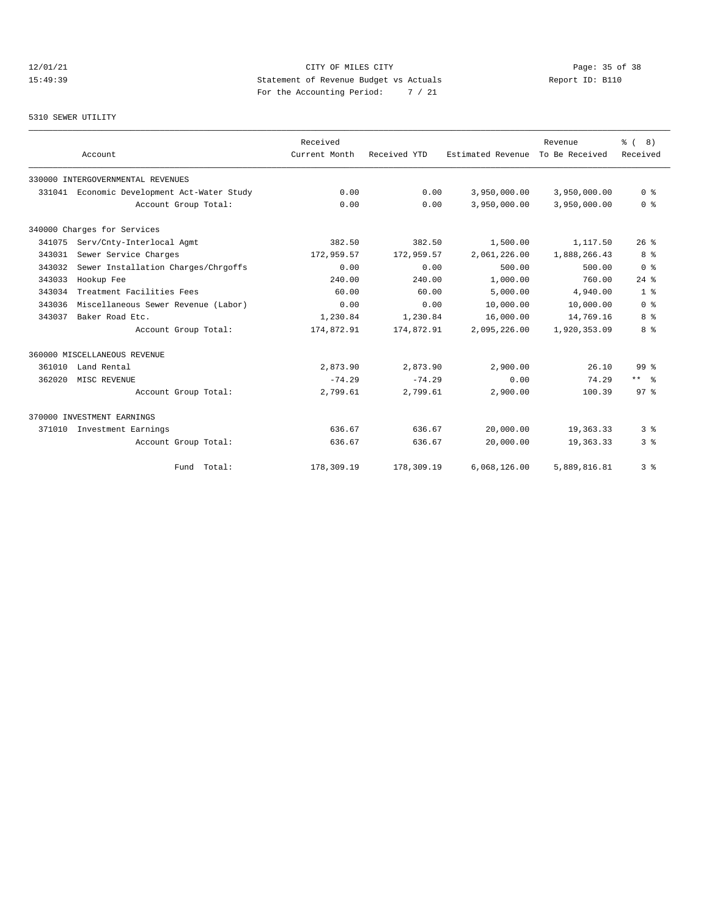12/01/21 CITY OF MILES CITY
15:49:39 Statement of Revenue Budget vs Actuals Report ID: B110
For the Accounting Period: 7 / 21

5310 SEWER UTILITY

| Account | | Received Current Month | Received YTD | Estimated Revenue | Revenue To Be Received | % ( 8) Received |
|---|---|---|---|---|---|---|
| 330000 INTERGOVERNMENTAL REVENUES | | | | | | |
| 331041 | Economic Development Act-Water Study | 0.00 | 0.00 | 3,950,000.00 | 3,950,000.00 | 0 % |
| | Account Group Total: | 0.00 | 0.00 | 3,950,000.00 | 3,950,000.00 | 0 % |
| 340000 Charges for Services | | | | | | |
| 341075 | Serv/Cnty-Interlocal Agmt | 382.50 | 382.50 | 1,500.00 | 1,117.50 | 26 % |
| 343031 | Sewer Service Charges | 172,959.57 | 172,959.57 | 2,061,226.00 | 1,888,266.43 | 8 % |
| 343032 | Sewer Installation Charges/Chrgoffs | 0.00 | 0.00 | 500.00 | 500.00 | 0 % |
| 343033 | Hookup Fee | 240.00 | 240.00 | 1,000.00 | 760.00 | 24 % |
| 343034 | Treatment Facilities Fees | 60.00 | 60.00 | 5,000.00 | 4,940.00 | 1 % |
| 343036 | Miscellaneous Sewer Revenue (Labor) | 0.00 | 0.00 | 10,000.00 | 10,000.00 | 0 % |
| 343037 | Baker Road Etc. | 1,230.84 | 1,230.84 | 16,000.00 | 14,769.16 | 8 % |
| | Account Group Total: | 174,872.91 | 174,872.91 | 2,095,226.00 | 1,920,353.09 | 8 % |
| 360000 MISCELLANEOUS REVENUE | | | | | | |
| 361010 | Land Rental | 2,873.90 | 2,873.90 | 2,900.00 | 26.10 | 99 % |
| 362020 | MISC REVENUE | -74.29 | -74.29 | 0.00 | 74.29 | ** % |
| | Account Group Total: | 2,799.61 | 2,799.61 | 2,900.00 | 100.39 | 97 % |
| 370000 INVESTMENT EARNINGS | | | | | | |
| 371010 | Investment Earnings | 636.67 | 636.67 | 20,000.00 | 19,363.33 | 3 % |
| | Account Group Total: | 636.67 | 636.67 | 20,000.00 | 19,363.33 | 3 % |
| | Fund Total: | 178,309.19 | 178,309.19 | 6,068,126.00 | 5,889,816.81 | 3 % |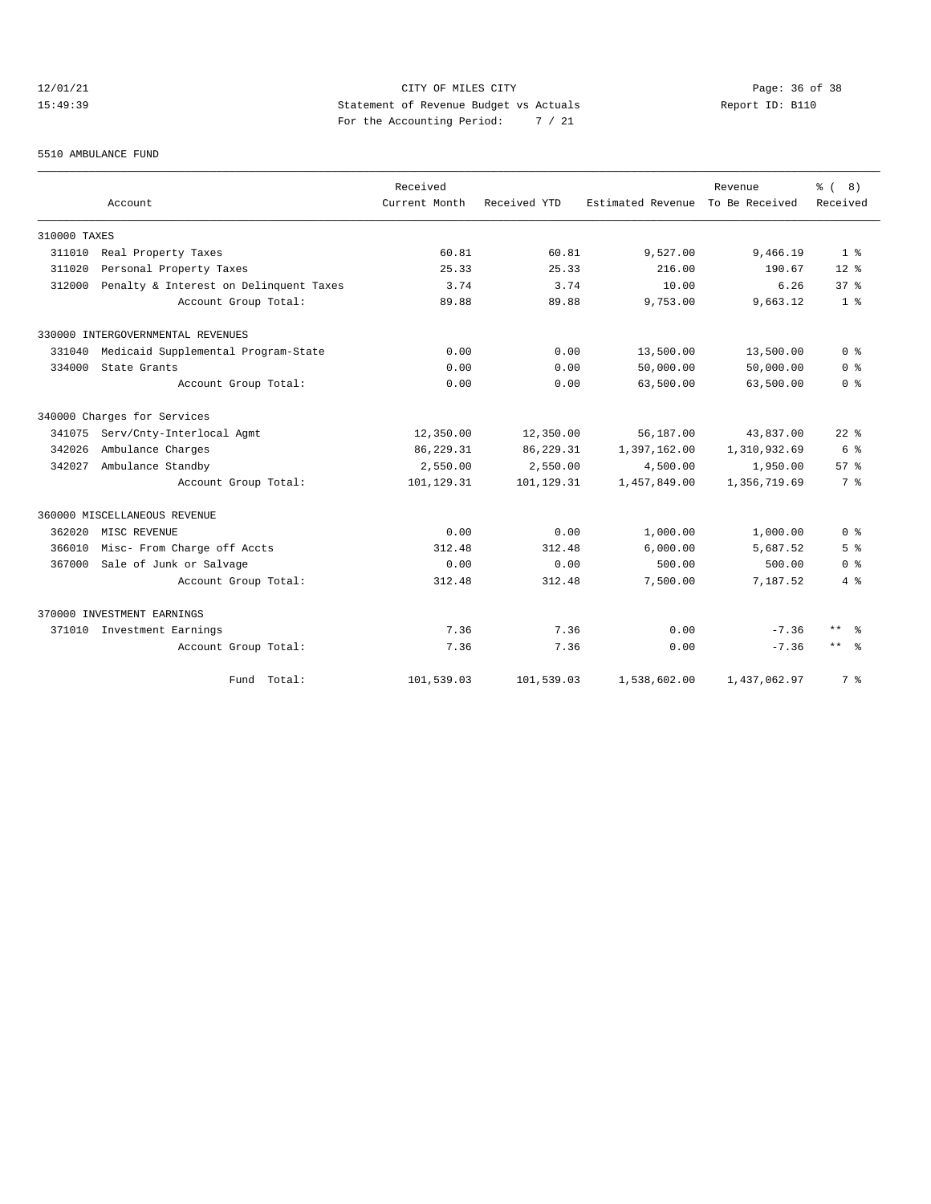12/01/21 CITY OF MILES CITY
15:49:39 Statement of Revenue Budget vs Actuals Report ID: B110
For the Accounting Period: 7 / 21

5510 AMBULANCE FUND

| Account | | Received Current Month | Received YTD | Estimated Revenue | Revenue To Be Received | % ( 8) Received |
|---|---|---|---|---|---|---|
| 310000 TAXES | | | | | | |
| 311010 | Real Property Taxes | 60.81 | 60.81 | 9,527.00 | 9,466.19 | 1 % |
| 311020 | Personal Property Taxes | 25.33 | 25.33 | 216.00 | 190.67 | 12 % |
| 312000 | Penalty & Interest on Delinquent Taxes | 3.74 | 3.74 | 10.00 | 6.26 | 37 % |
| | Account Group Total: | 89.88 | 89.88 | 9,753.00 | 9,663.12 | 1 % |
| 330000 INTERGOVERNMENTAL REVENUES | | | | | | |
| 331040 | Medicaid Supplemental Program-State | 0.00 | 0.00 | 13,500.00 | 13,500.00 | 0 % |
| 334000 | State Grants | 0.00 | 0.00 | 50,000.00 | 50,000.00 | 0 % |
| | Account Group Total: | 0.00 | 0.00 | 63,500.00 | 63,500.00 | 0 % |
| 340000 Charges for Services | | | | | | |
| 341075 | Serv/Cnty-Interlocal Agmt | 12,350.00 | 12,350.00 | 56,187.00 | 43,837.00 | 22 % |
| 342026 | Ambulance Charges | 86,229.31 | 86,229.31 | 1,397,162.00 | 1,310,932.69 | 6 % |
| 342027 | Ambulance Standby | 2,550.00 | 2,550.00 | 4,500.00 | 1,950.00 | 57 % |
| | Account Group Total: | 101,129.31 | 101,129.31 | 1,457,849.00 | 1,356,719.69 | 7 % |
| 360000 MISCELLANEOUS REVENUE | | | | | | |
| 362020 | MISC REVENUE | 0.00 | 0.00 | 1,000.00 | 1,000.00 | 0 % |
| 366010 | Misc- From Charge off Accts | 312.48 | 312.48 | 6,000.00 | 5,687.52 | 5 % |
| 367000 | Sale of Junk or Salvage | 0.00 | 0.00 | 500.00 | 500.00 | 0 % |
| | Account Group Total: | 312.48 | 312.48 | 7,500.00 | 7,187.52 | 4 % |
| 370000 INVESTMENT EARNINGS | | | | | | |
| 371010 | Investment Earnings | 7.36 | 7.36 | 0.00 | -7.36 | ** % |
| | Account Group Total: | 7.36 | 7.36 | 0.00 | -7.36 | ** % |
| | Fund Total: | 101,539.03 | 101,539.03 | 1,538,602.00 | 1,437,062.97 | 7 % |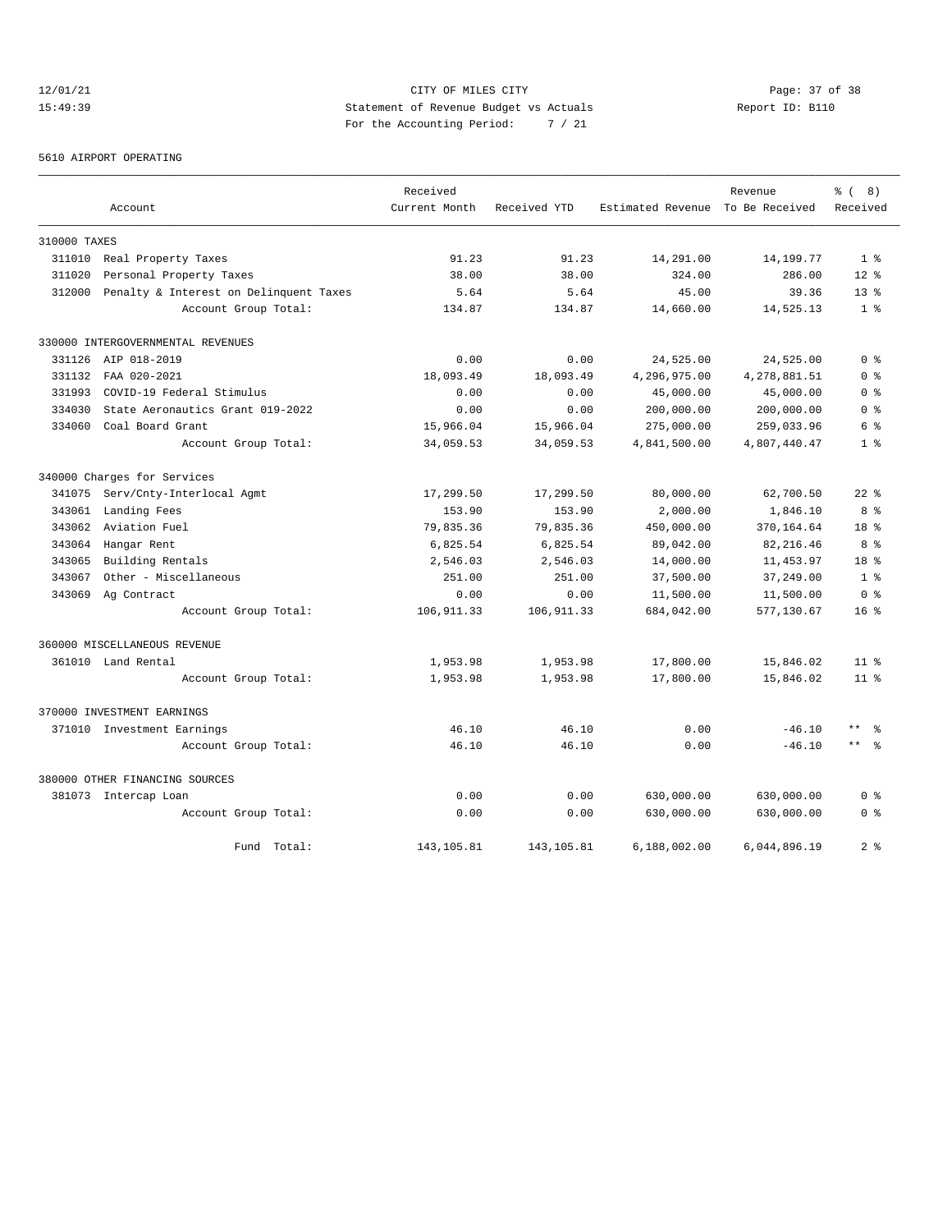CITY OF MILES CITY
Statement of Revenue Budget vs Actuals
For the Accounting Period: 7 / 21

12/01/21
15:49:39

Report ID: B110

5610 AIRPORT OPERATING

| Account | | Received Current Month | Received YTD | Estimated Revenue | Revenue To Be Received | % ( 8) Received |
|---|---|---|---|---|---|---|
| 310000 TAXES | | | | | | |
| 311010 | Real Property Taxes | 91.23 | 91.23 | 14,291.00 | 14,199.77 | 1 % |
| 311020 | Personal Property Taxes | 38.00 | 38.00 | 324.00 | 286.00 | 12 % |
| 312000 | Penalty & Interest on Delinquent Taxes | 5.64 | 5.64 | 45.00 | 39.36 | 13 % |
| | Account Group Total: | 134.87 | 134.87 | 14,660.00 | 14,525.13 | 1 % |
| 330000 INTERGOVERNMENTAL REVENUES | | | | | | |
| 331126 | AIP 018-2019 | 0.00 | 0.00 | 24,525.00 | 24,525.00 | 0 % |
| 331132 | FAA 020-2021 | 18,093.49 | 18,093.49 | 4,296,975.00 | 4,278,881.51 | 0 % |
| 331993 | COVID-19 Federal Stimulus | 0.00 | 0.00 | 45,000.00 | 45,000.00 | 0 % |
| 334030 | State Aeronautics Grant 019-2022 | 0.00 | 0.00 | 200,000.00 | 200,000.00 | 0 % |
| 334060 | Coal Board Grant | 15,966.04 | 15,966.04 | 275,000.00 | 259,033.96 | 6 % |
| | Account Group Total: | 34,059.53 | 34,059.53 | 4,841,500.00 | 4,807,440.47 | 1 % |
| 340000 Charges for Services | | | | | | |
| 341075 | Serv/Cnty-Interlocal Agmt | 17,299.50 | 17,299.50 | 80,000.00 | 62,700.50 | 22 % |
| 343061 | Landing Fees | 153.90 | 153.90 | 2,000.00 | 1,846.10 | 8 % |
| 343062 | Aviation Fuel | 79,835.36 | 79,835.36 | 450,000.00 | 370,164.64 | 18 % |
| 343064 | Hangar Rent | 6,825.54 | 6,825.54 | 89,042.00 | 82,216.46 | 8 % |
| 343065 | Building Rentals | 2,546.03 | 2,546.03 | 14,000.00 | 11,453.97 | 18 % |
| 343067 | Other - Miscellaneous | 251.00 | 251.00 | 37,500.00 | 37,249.00 | 1 % |
| 343069 | Ag Contract | 0.00 | 0.00 | 11,500.00 | 11,500.00 | 0 % |
| | Account Group Total: | 106,911.33 | 106,911.33 | 684,042.00 | 577,130.67 | 16 % |
| 360000 MISCELLANEOUS REVENUE | | | | | | |
| 361010 | Land Rental | 1,953.98 | 1,953.98 | 17,800.00 | 15,846.02 | 11 % |
| | Account Group Total: | 1,953.98 | 1,953.98 | 17,800.00 | 15,846.02 | 11 % |
| 370000 INVESTMENT EARNINGS | | | | | | |
| 371010 | Investment Earnings | 46.10 | 46.10 | 0.00 | -46.10 | ** % |
| | Account Group Total: | 46.10 | 46.10 | 0.00 | -46.10 | ** % |
| 380000 OTHER FINANCING SOURCES | | | | | | |
| 381073 | Intercap Loan | 0.00 | 0.00 | 630,000.00 | 630,000.00 | 0 % |
| | Account Group Total: | 0.00 | 0.00 | 630,000.00 | 630,000.00 | 0 % |
| | Fund Total: | 143,105.81 | 143,105.81 | 6,188,002.00 | 6,044,896.19 | 2 % |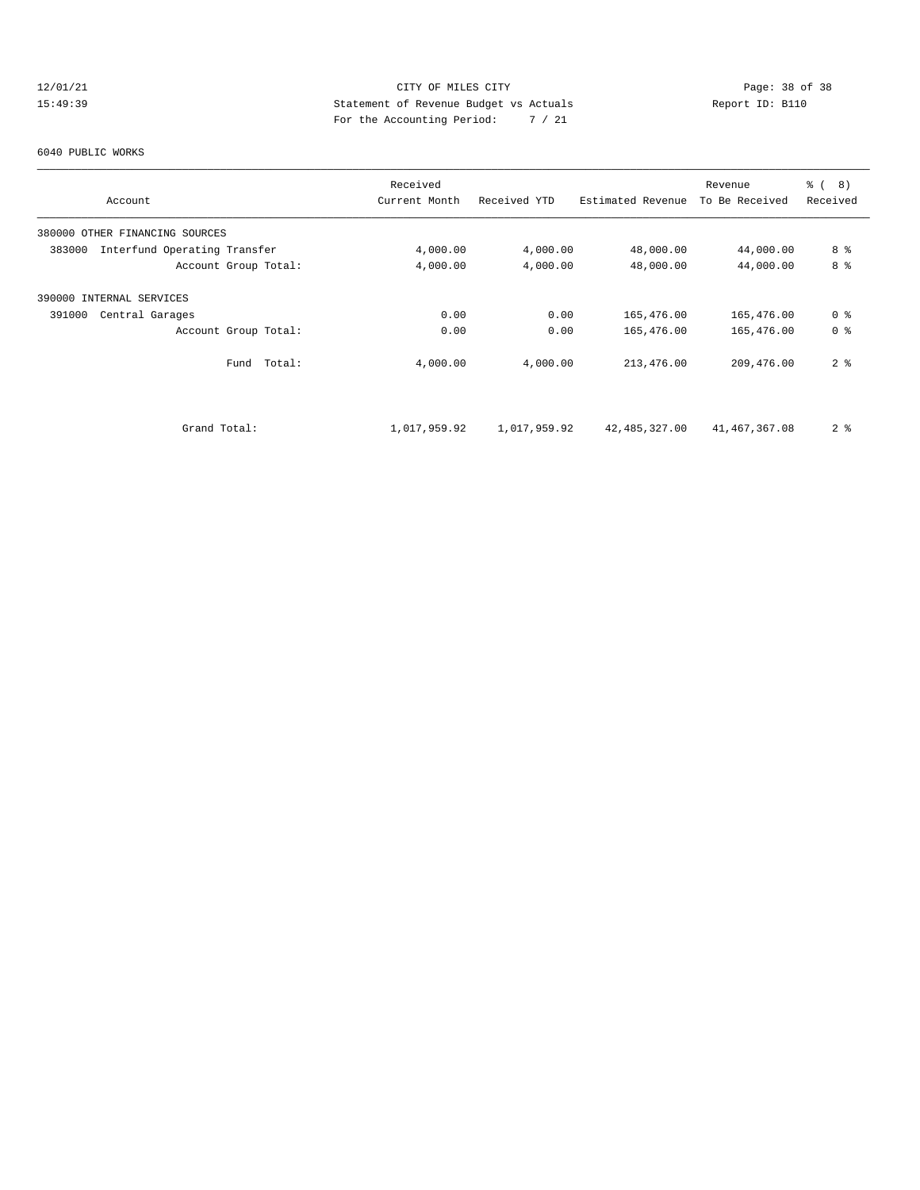12/01/21 CITY OF MILES CITY
15:49:39 Statement of Revenue Budget vs Actuals Report ID: B110
For the Accounting Period: 7 / 21

6040 PUBLIC WORKS

| Account | Received Current Month | Received YTD | Estimated Revenue | Revenue To Be Received | % ( 8) Received |
|---|---|---|---|---|---|
| 380000 OTHER FINANCING SOURCES | | | | | |
| 383000 Interfund Operating Transfer | 4,000.00 | 4,000.00 | 48,000.00 | 44,000.00 | 8 % |
| Account Group Total: | 4,000.00 | 4,000.00 | 48,000.00 | 44,000.00 | 8 % |
| 390000 INTERNAL SERVICES | | | | | |
| 391000 Central Garages | 0.00 | 0.00 | 165,476.00 | 165,476.00 | 0 % |
| Account Group Total: | 0.00 | 0.00 | 165,476.00 | 165,476.00 | 0 % |
| Fund Total: | 4,000.00 | 4,000.00 | 213,476.00 | 209,476.00 | 2 % |
| Grand Total: | 1,017,959.92 | 1,017,959.92 | 42,485,327.00 | 41,467,367.08 | 2 % |